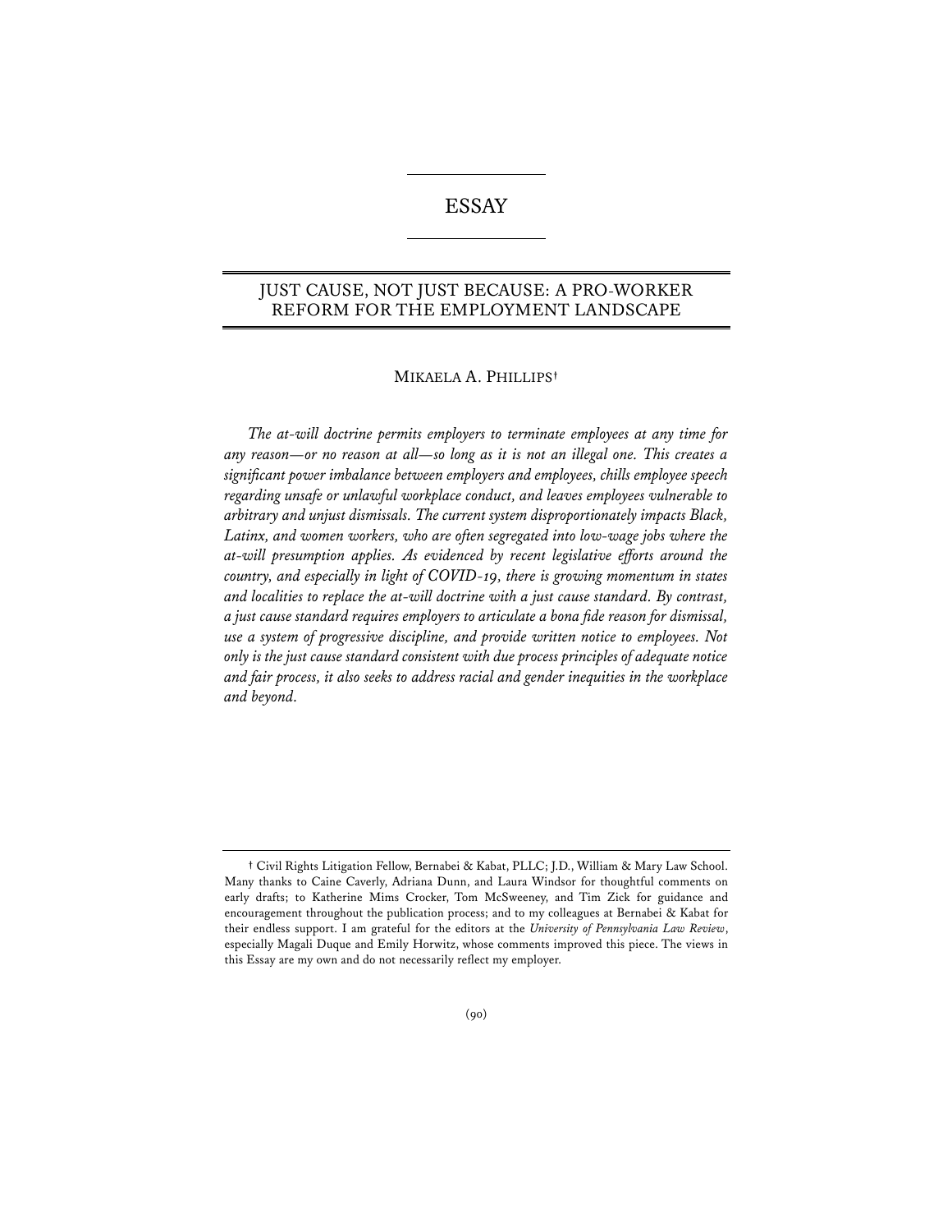# ESSAY

## JUST CAUSE, NOT JUST BECAUSE: A PRO-WORKER REFORM FOR THE EMPLOYMENT LANDSCAPE

MIKAELA A. PHILLIPS†

*The at-will doctrine permits employers to terminate employees at any time for any reason—or no reason at all—so long as it is not an illegal one. This creates a significant power imbalance between employers and employees, chills employee speech regarding unsafe or unlawful workplace conduct, and leaves employees vulnerable to arbitrary and unjust dismissals. The current system disproportionately impacts Black, Latinx, and women workers, who are often segregated into low-wage jobs where the at-will presumption applies. As evidenced by recent legislative efforts around the country, and especially in light of COVID-19, there is growing momentum in states and localities to replace the at-will doctrine with a just cause standard. By contrast, a just cause standard requires employers to articulate a bona fide reason for dismissal, use a system of progressive discipline, and provide written notice to employees. Not only is the just cause standard consistent with due process principles of adequate notice and fair process, it also seeks to address racial and gender inequities in the workplace and beyond.*

† Civil Rights Litigation Fellow, Bernabei & Kabat, PLLC; J.D., William & Mary Law School. Many thanks to Caine Caverly, Adriana Dunn, and Laura Windsor for thoughtful comments on early drafts; to Katherine Mims Crocker, Tom McSweeney, and Tim Zick for guidance and encouragement throughout the publication process; and to my colleagues at Bernabei & Kabat for their endless support. I am grateful for the editors at the *University of Pennsylvania Law Review*, especially Magali Duque and Emily Horwitz, whose comments improved this piece. The views in this Essay are my own and do not necessarily reflect my employer.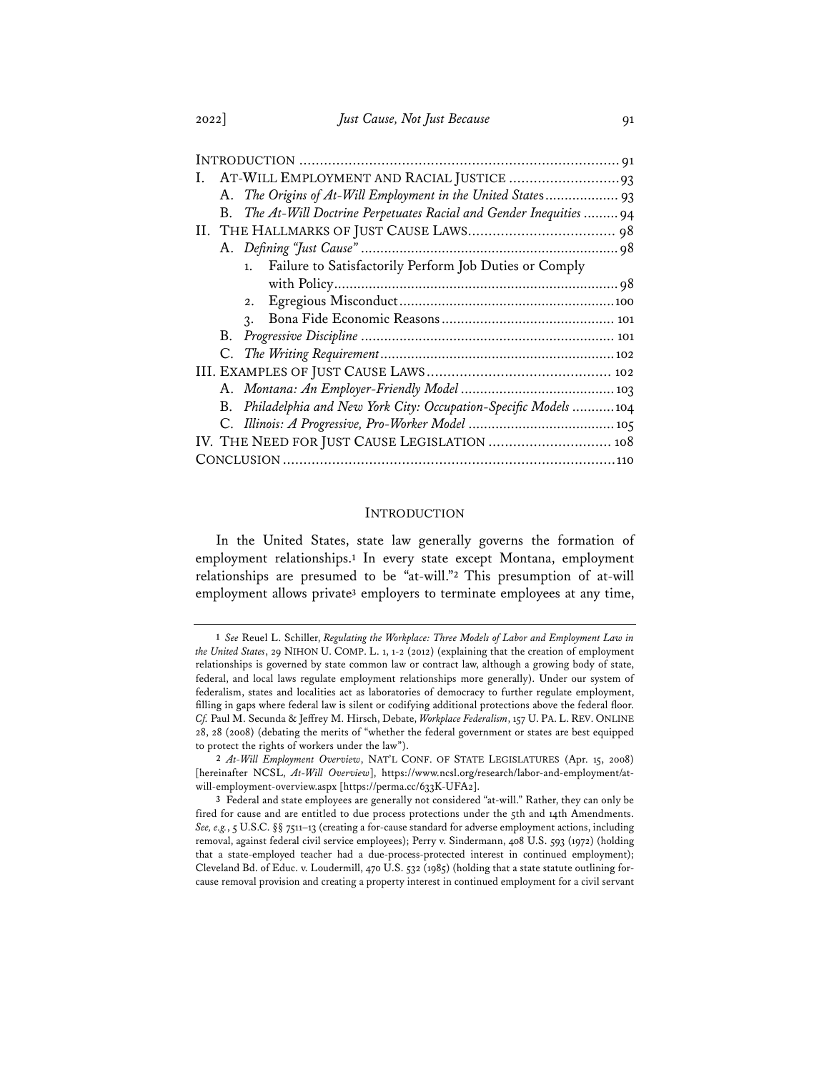| | |
|---|---|
| INTRODUCTION | 91 |
| I. AT-WILL EMPLOYMENT AND RACIAL JUSTICE | 93 |
| A. *The Origins of At-Will Employment in the United States* | 93 |
| B. *The At-Will Doctrine Perpetuates Racial and Gender Inequities* | 94 |
| II. THE HALLMARKS OF JUST CAUSE LAWS | 98 |
| A. *Defining "Just Cause"* | 98 |
| 1. Failure to Satisfactorily Perform Job Duties or Comply with Policy | 98 |
| 2. Egregious Misconduct | 100 |
| 3. Bona Fide Economic Reasons | 101 |
| B. *Progressive Discipline* | 101 |
| C. *The Writing Requirement* | 102 |
| III. EXAMPLES OF JUST CAUSE LAWS | 102 |
| A. *Montana: An Employer-Friendly Model* | 103 |
| B. *Philadelphia and New York City: Occupation-Specific Models* | 104 |
| C. *Illinois: A Progressive, Pro-Worker Model* | 105 |
| IV. THE NEED FOR JUST CAUSE LEGISLATION | 108 |
| CONCLUSION | 110 |

## INTRODUCTION

In the United States, state law generally governs the formation of employment relationships.[1] In every state except Montana, employment relationships are presumed to be "at-will."[2] This presumption of at-will employment allows private[3] employers to terminate employees at any time,

---

1 *See* Reuel L. Schiller, *Regulating the Workplace: Three Models of Labor and Employment Law in the United States*, 29 NIHON U. COMP. L. 1, 1-2 (2012) (explaining that the creation of employment relationships is governed by state common law or contract law, although a growing body of state, federal, and local laws regulate employment relationships more generally). Under our system of federalism, states and localities act as laboratories of democracy to further regulate employment, filling in gaps where federal law is silent or codifying additional protections above the federal floor. *Cf.* Paul M. Secunda & Jeffrey M. Hirsch, Debate, *Workplace Federalism*, 157 U. PA. L. REV. ONLINE 28, 28 (2008) (debating the merits of "whether the federal government or states are best equipped to protect the rights of workers under the law").

2 *At-Will Employment Overview*, NAT'L CONF. OF STATE LEGISLATURES (Apr. 15, 2008) [hereinafter NCSL, *At-Will Overview*], https://www.ncsl.org/research/labor-and-employment/at-will-employment-overview.aspx [https://perma.cc/633K-UFA2].

3 Federal and state employees are generally not considered "at-will." Rather, they can only be fired for cause and are entitled to due process protections under the 5th and 14th Amendments. *See, e.g.*, 5 U.S.C. §§ 7511–13 (creating a for-cause standard for adverse employment actions, including removal, against federal civil service employees); Perry v. Sindermann, 408 U.S. 593 (1972) (holding that a state-employed teacher had a due-process-protected interest in continued employment); Cleveland Bd. of Educ. v. Loudermill, 470 U.S. 532 (1985) (holding that a state statute outlining for-cause removal provision and creating a property interest in continued employment for a civil servant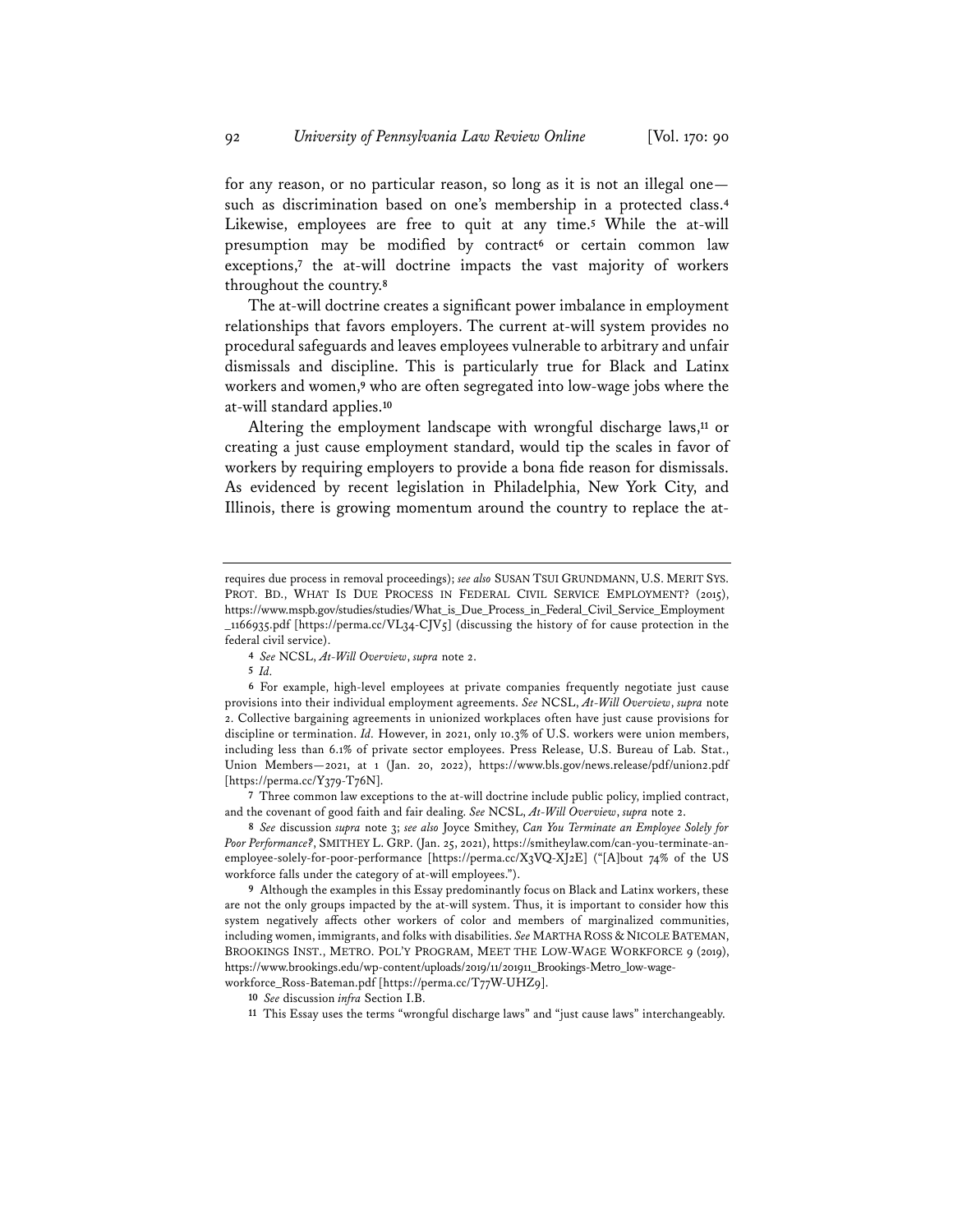for any reason, or no particular reason, so long as it is not an illegal one—such as discrimination based on one's membership in a protected class.[4] Likewise, employees are free to quit at any time.[5] While the at-will presumption may be modified by contract[6] or certain common law exceptions,[7] the at-will doctrine impacts the vast majority of workers throughout the country.[8]

The at-will doctrine creates a significant power imbalance in employment relationships that favors employers. The current at-will system provides no procedural safeguards and leaves employees vulnerable to arbitrary and unfair dismissals and discipline. This is particularly true for Black and Latinx workers and women,[9] who are often segregated into low-wage jobs where the at-will standard applies.[10]

Altering the employment landscape with wrongful discharge laws,[11] or creating a just cause employment standard, would tip the scales in favor of workers by requiring employers to provide a bona fide reason for dismissals. As evidenced by recent legislation in Philadelphia, New York City, and Illinois, there is growing momentum around the country to replace the at-

---

requires due process in removal proceedings); *see also* SUSAN TSUI GRUNDMANN, U.S. MERIT SYS. PROT. BD., WHAT IS DUE PROCESS IN FEDERAL CIVIL SERVICE EMPLOYMENT? (2015), https://www.mspb.gov/studies/studies/What_is_Due_Process_in_Federal_Civil_Service_Employment_1166935.pdf [https://perma.cc/VL34-CJV5] (discussing the history of for cause protection in the federal civil service).

4 *See* NCSL, *At-Will Overview*, *supra* note 2.

5 *Id.*

6 For example, high-level employees at private companies frequently negotiate just cause provisions into their individual employment agreements. *See* NCSL, *At-Will Overview*, *supra* note 2. Collective bargaining agreements in unionized workplaces often have just cause provisions for discipline or termination. *Id.* However, in 2021, only 10.3% of U.S. workers were union members, including less than 6.1% of private sector employees. Press Release, U.S. Bureau of Lab. Stat., Union Members—2021, at 1 (Jan. 20, 2022), https://www.bls.gov/news.release/pdf/union2.pdf [https://perma.cc/Y379-T76N].

7 Three common law exceptions to the at-will doctrine include public policy, implied contract, and the covenant of good faith and fair dealing. *See* NCSL, *At-Will Overview*, *supra* note 2.

8 *See* discussion *supra* note 3; *see also* Joyce Smithey, *Can You Terminate an Employee Solely for Poor Performance?*, SMITHEY L. GRP. (Jan. 25, 2021), https://smitheylaw.com/can-you-terminate-an-employee-solely-for-poor-performance [https://perma.cc/X3VQ-XJ2E] ("[A]bout 74% of the US workforce falls under the category of at-will employees.").

9 Although the examples in this Essay predominantly focus on Black and Latinx workers, these are not the only groups impacted by the at-will system. Thus, it is important to consider how this system negatively affects other workers of color and members of marginalized communities, including women, immigrants, and folks with disabilities. *See* MARTHA ROSS & NICOLE BATEMAN, BROOKINGS INST., METRO. POL'Y PROGRAM, MEET THE LOW-WAGE WORKFORCE 9 (2019), https://www.brookings.edu/wp-content/uploads/2019/11/201911_Brookings-Metro_low-wage-workforce_Ross-Bateman.pdf [https://perma.cc/T77W-UHZ9].

10 *See* discussion *infra* Section I.B.

11 This Essay uses the terms "wrongful discharge laws" and "just cause laws" interchangeably.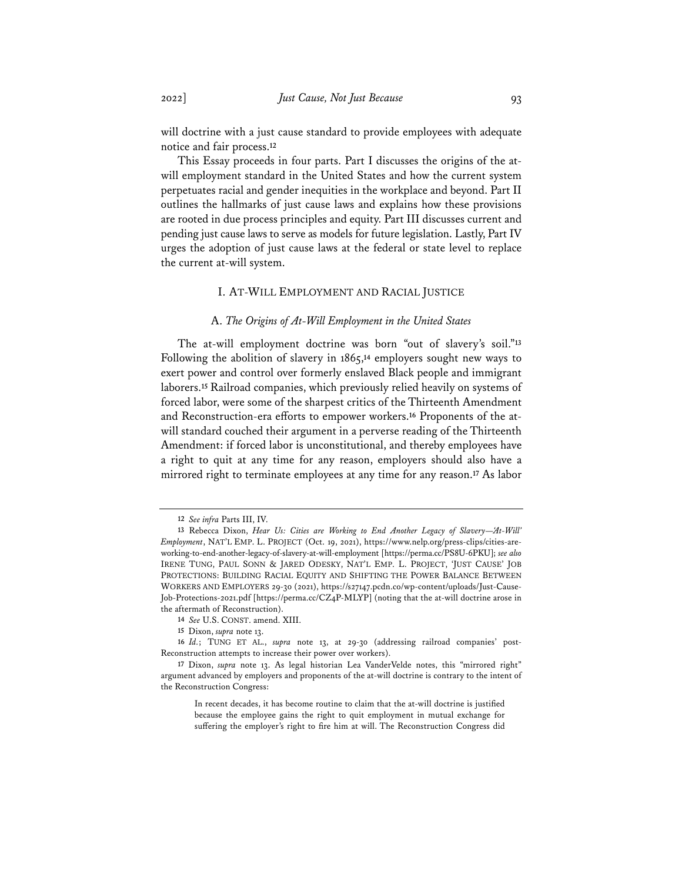will doctrine with a just cause standard to provide employees with adequate notice and fair process.[12]

This Essay proceeds in four parts. Part I discusses the origins of the at-will employment standard in the United States and how the current system perpetuates racial and gender inequities in the workplace and beyond. Part II outlines the hallmarks of just cause laws and explains how these provisions are rooted in due process principles and equity. Part III discusses current and pending just cause laws to serve as models for future legislation. Lastly, Part IV urges the adoption of just cause laws at the federal or state level to replace the current at-will system.

## I. AT-WILL EMPLOYMENT AND RACIAL JUSTICE

### A. *The Origins of At-Will Employment in the United States*

The at-will employment doctrine was born "out of slavery's soil."[13] Following the abolition of slavery in 1865,[14] employers sought new ways to exert power and control over formerly enslaved Black people and immigrant laborers.[15] Railroad companies, which previously relied heavily on systems of forced labor, were some of the sharpest critics of the Thirteenth Amendment and Reconstruction-era efforts to empower workers.[16] Proponents of the at-will standard couched their argument in a perverse reading of the Thirteenth Amendment: if forced labor is unconstitutional, and thereby employees have a right to quit at any time for any reason, employers should also have a mirrored right to terminate employees at any time for any reason.[17] As labor

---

12 *See infra* Parts III, IV.

13 Rebecca Dixon, *Hear Us: Cities are Working to End Another Legacy of Slavery—'At-Will' Employment*, NAT'L EMP. L. PROJECT (Oct. 19, 2021), https://www.nelp.org/press-clips/cities-are-working-to-end-another-legacy-of-slavery-at-will-employment [https://perma.cc/PS8U-6PKU]; *see also* IRENE TUNG, PAUL SONN & JARED ODESKY, NAT'L EMP. L. PROJECT, 'JUST CAUSE' JOB PROTECTIONS: BUILDING RACIAL EQUITY AND SHIFTING THE POWER BALANCE BETWEEN WORKERS AND EMPLOYERS 29-30 (2021), https://s27147.pcdn.co/wp-content/uploads/Just-Cause-Job-Protections-2021.pdf [https://perma.cc/CZ4P-MLYP] (noting that the at-will doctrine arose in the aftermath of Reconstruction).

14 *See* U.S. CONST. amend. XIII.

15 Dixon, *supra* note 13.

16 *Id.*; TUNG ET AL., *supra* note 13, at 29-30 (addressing railroad companies' post-Reconstruction attempts to increase their power over workers).

17 Dixon, *supra* note 13. As legal historian Lea VanderVelde notes, this "mirrored right" argument advanced by employers and proponents of the at-will doctrine is contrary to the intent of the Reconstruction Congress:

> In recent decades, it has become routine to claim that the at-will doctrine is justified because the employee gains the right to quit employment in mutual exchange for suffering the employer's right to fire him at will. The Reconstruction Congress did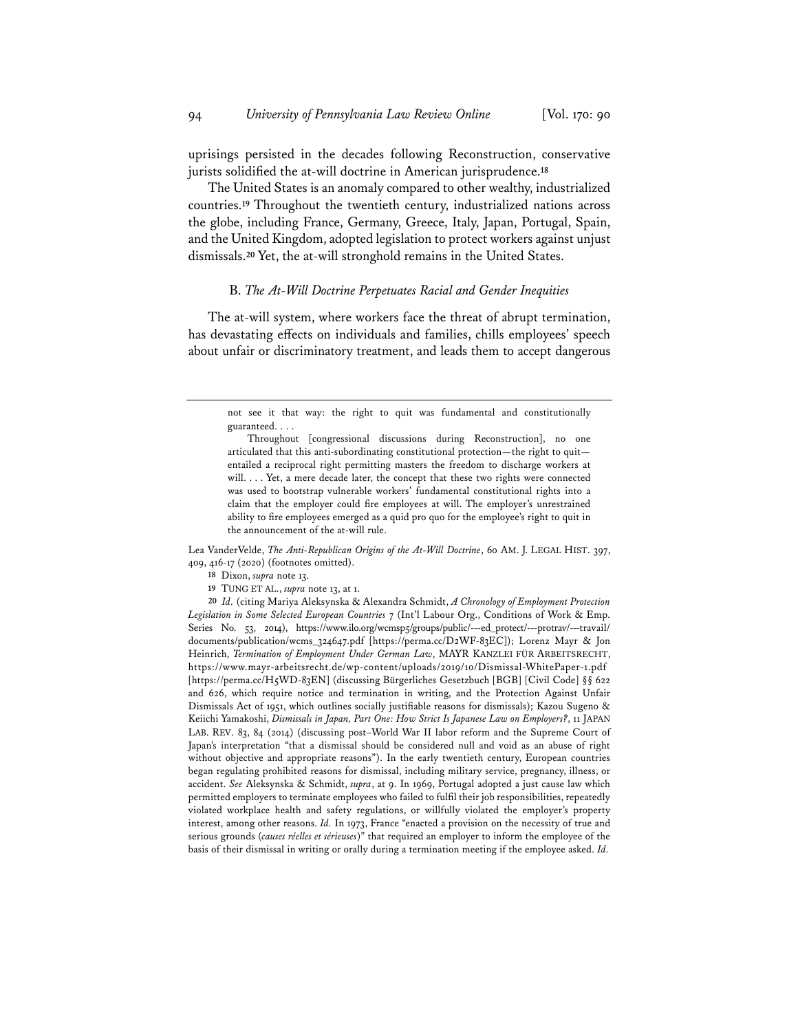uprisings persisted in the decades following Reconstruction, conservative jurists solidified the at-will doctrine in American jurisprudence.[18]

The United States is an anomaly compared to other wealthy, industrialized countries.[19] Throughout the twentieth century, industrialized nations across the globe, including France, Germany, Greece, Italy, Japan, Portugal, Spain, and the United Kingdom, adopted legislation to protect workers against unjust dismissals.[20] Yet, the at-will stronghold remains in the United States.

### B. *The At-Will Doctrine Perpetuates Racial and Gender Inequities*

The at-will system, where workers face the threat of abrupt termination, has devastating effects on individuals and families, chills employees' speech about unfair or discriminatory treatment, and leads them to accept dangerous

---

> not see it that way: the right to quit was fundamental and constitutionally guaranteed. . . .
>
> Throughout [congressional discussions during Reconstruction], no one articulated that this anti-subordinating constitutional protection—the right to quit—entailed a reciprocal right permitting masters the freedom to discharge workers at will. . . . Yet, a mere decade later, the concept that these two rights were connected was used to bootstrap vulnerable workers' fundamental constitutional rights into a claim that the employer could fire employees at will. The employer's unrestrained ability to fire employees emerged as a quid pro quo for the employee's right to quit in the announcement of the at-will rule.

Lea VanderVelde, *The Anti-Republican Origins of the At-Will Doctrine*, 60 AM. J. LEGAL HIST. 397, 409, 416-17 (2020) (footnotes omitted).

[18] Dixon, *supra* note 13.

[19] TUNG ET AL., *supra* note 13, at 1.

[20] *Id.* (citing Mariya Aleksynska & Alexandra Schmidt, *A Chronology of Employment Protection Legislation in Some Selected European Countries* 7 (Int'l Labour Org., Conditions of Work & Emp. Series No. 53, 2014), https://www.ilo.org/wcmsp5/groups/public/---ed_protect/---protrav/---travail/documents/publication/wcms_324647.pdf [https://perma.cc/D2WF-83EC]); Lorenz Mayr & Jon Heinrich, *Termination of Employment Under German Law*, MAYR KANZLEI FÜR ARBEITSRECHT, https://www.mayr-arbeitsrecht.de/wp-content/uploads/2019/10/Dismissal-WhitePaper-1.pdf [https://perma.cc/H5WD-83EN] (discussing Bürgerliches Gesetzbuch [BGB] [Civil Code] §§ 622 and 626, which require notice and termination in writing, and the Protection Against Unfair Dismissals Act of 1951, which outlines socially justifiable reasons for dismissals); Kazou Sugeno & Keiichi Yamakoshi, *Dismissals in Japan, Part One: How Strict Is Japanese Law on Employers?*, 11 JAPAN LAB. REV. 83, 84 (2014) (discussing post–World War II labor reform and the Supreme Court of Japan's interpretation "that a dismissal should be considered null and void as an abuse of right without objective and appropriate reasons"). In the early twentieth century, European countries began regulating prohibited reasons for dismissal, including military service, pregnancy, illness, or accident. *See* Aleksynska & Schmidt, *supra*, at 9. In 1969, Portugal adopted a just cause law which permitted employers to terminate employees who failed to fulfil their job responsibilities, repeatedly violated workplace health and safety regulations, or willfully violated the employer's property interest, among other reasons. *Id.* In 1973, France "enacted a provision on the necessity of true and serious grounds (*causes réelles et sérieuses*)" that required an employer to inform the employee of the basis of their dismissal in writing or orally during a termination meeting if the employee asked. *Id.*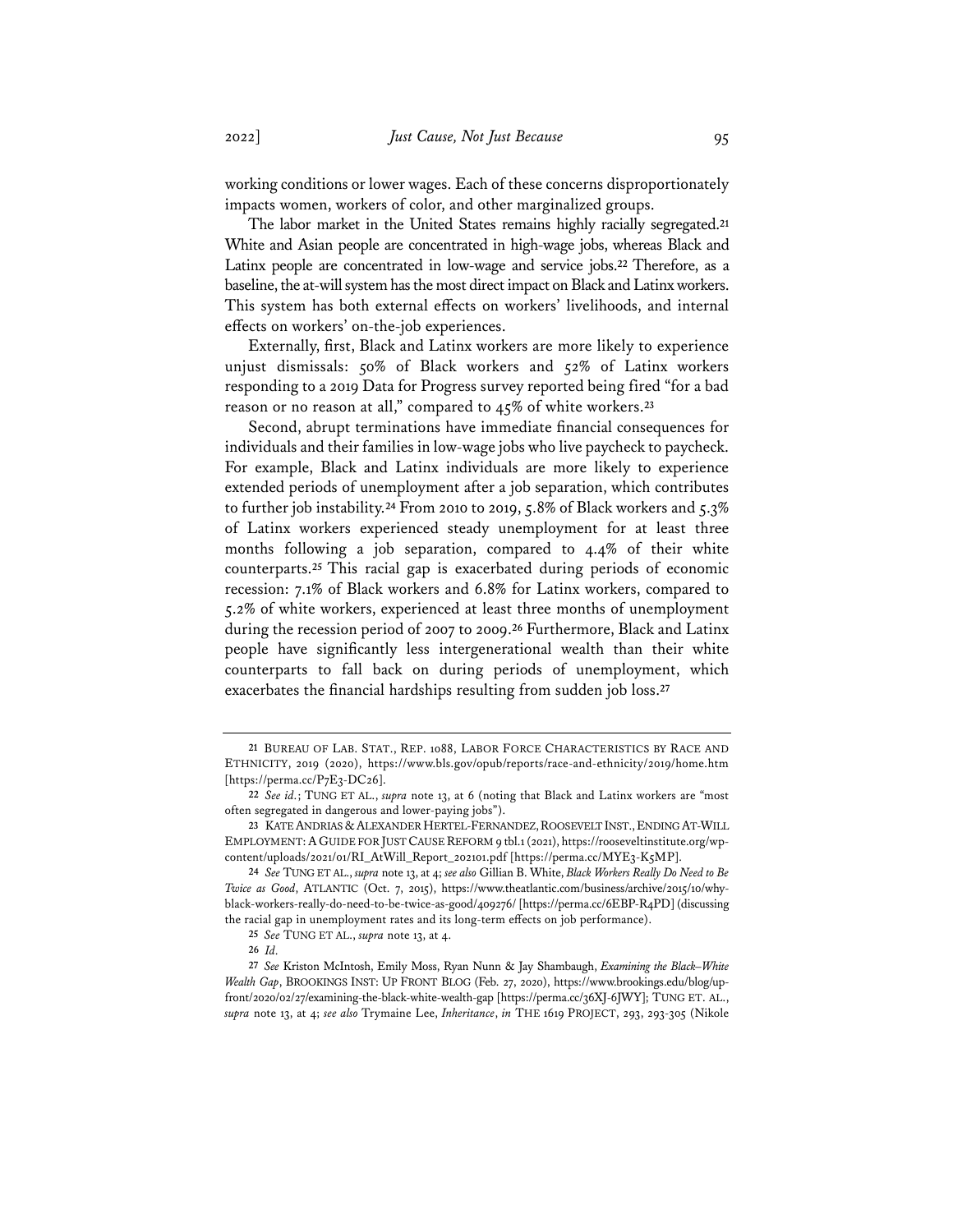working conditions or lower wages. Each of these concerns disproportionately impacts women, workers of color, and other marginalized groups.

The labor market in the United States remains highly racially segregated.[21] White and Asian people are concentrated in high-wage jobs, whereas Black and Latinx people are concentrated in low-wage and service jobs.[22] Therefore, as a baseline, the at-will system has the most direct impact on Black and Latinx workers. This system has both external effects on workers' livelihoods, and internal effects on workers' on-the-job experiences.

Externally, first, Black and Latinx workers are more likely to experience unjust dismissals: 50% of Black workers and 52% of Latinx workers responding to a 2019 Data for Progress survey reported being fired "for a bad reason or no reason at all," compared to 45% of white workers.[23]

Second, abrupt terminations have immediate financial consequences for individuals and their families in low-wage jobs who live paycheck to paycheck. For example, Black and Latinx individuals are more likely to experience extended periods of unemployment after a job separation, which contributes to further job instability.[24] From 2010 to 2019, 5.8% of Black workers and 5.3% of Latinx workers experienced steady unemployment for at least three months following a job separation, compared to 4.4% of their white counterparts.[25] This racial gap is exacerbated during periods of economic recession: 7.1% of Black workers and 6.8% for Latinx workers, compared to 5.2% of white workers, experienced at least three months of unemployment during the recession period of 2007 to 2009.[26] Furthermore, Black and Latinx people have significantly less intergenerational wealth than their white counterparts to fall back on during periods of unemployment, which exacerbates the financial hardships resulting from sudden job loss.[27]

---

21 BUREAU OF LAB. STAT., REP. 1088, LABOR FORCE CHARACTERISTICS BY RACE AND ETHNICITY, 2019 (2020), https://www.bls.gov/opub/reports/race-and-ethnicity/2019/home.htm [https://perma.cc/P7E3-DC26].

22 *See id.*; TUNG ET AL., *supra* note 13, at 6 (noting that Black and Latinx workers are "most often segregated in dangerous and lower-paying jobs").

23 KATE ANDRIAS & ALEXANDER HERTEL-FERNANDEZ, ROOSEVELT INST., ENDING AT-WILL EMPLOYMENT: A GUIDE FOR JUST CAUSE REFORM 9 tbl.1 (2021), https://rooseveltinstitute.org/wp-content/uploads/2021/01/RI_AtWill_Report_202101.pdf [https://perma.cc/MYE3-K5MP].

24 *See* TUNG ET AL., *supra* note 13, at 4; *see also* Gillian B. White, *Black Workers Really Do Need to Be Twice as Good*, ATLANTIC (Oct. 7, 2015), https://www.theatlantic.com/business/archive/2015/10/why-black-workers-really-do-need-to-be-twice-as-good/409276/ [https://perma.cc/6EBP-R4PD] (discussing the racial gap in unemployment rates and its long-term effects on job performance).

25 *See* TUNG ET AL., *supra* note 13, at 4.

26 *Id.*

27 *See* Kriston McIntosh, Emily Moss, Ryan Nunn & Jay Shambaugh, *Examining the Black–White Wealth Gap*, BROOKINGS INST: UP FRONT BLOG (Feb. 27, 2020), https://www.brookings.edu/blog/up-front/2020/02/27/examining-the-black-white-wealth-gap [https://perma.cc/36XJ-6JWY]; TUNG ET. AL., *supra* note 13, at 4; *see also* Trymaine Lee, *Inheritance*, *in* THE 1619 PROJECT, 293, 293-305 (Nikole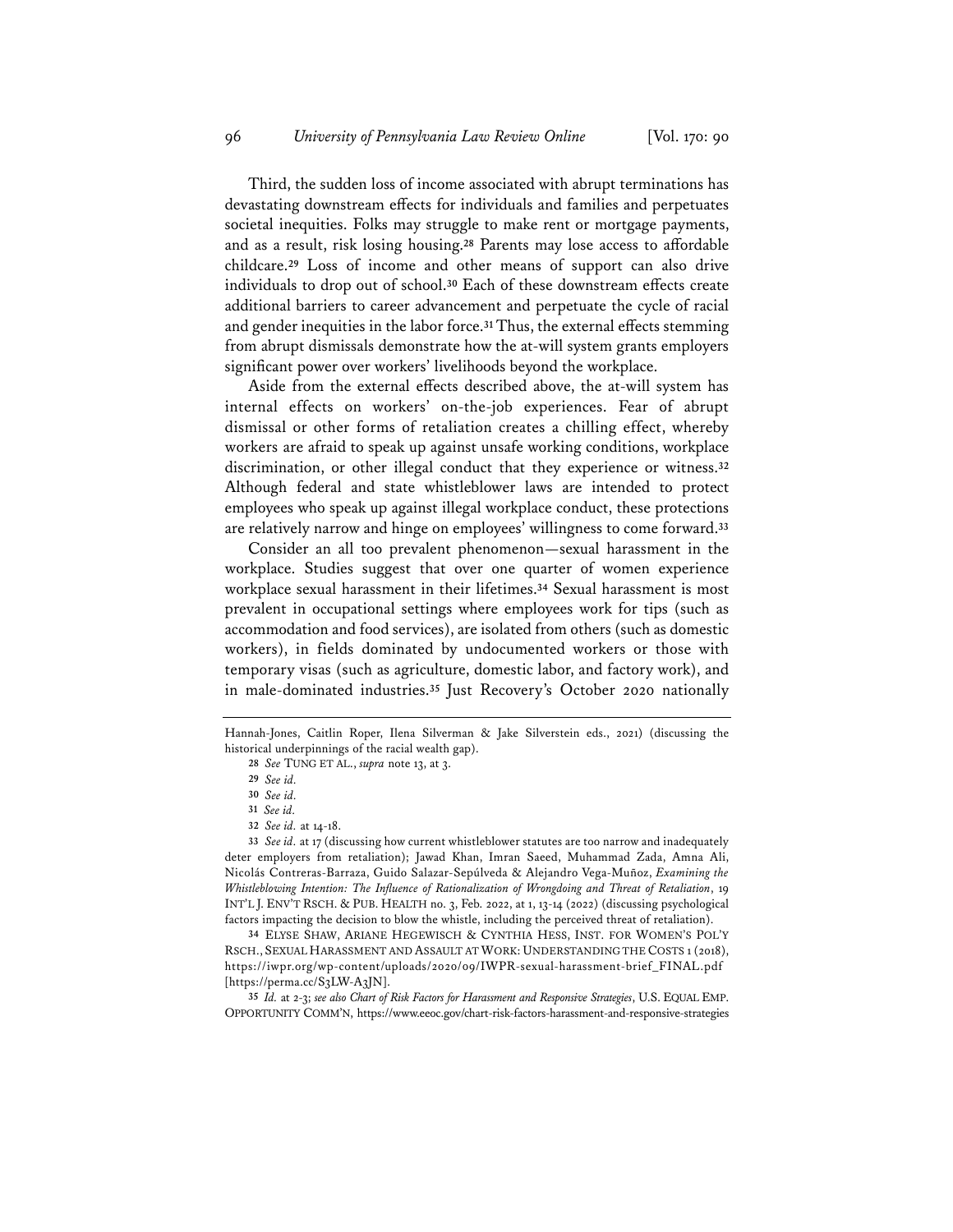Third, the sudden loss of income associated with abrupt terminations has devastating downstream effects for individuals and families and perpetuates societal inequities. Folks may struggle to make rent or mortgage payments, and as a result, risk losing housing.[28] Parents may lose access to affordable childcare.[29] Loss of income and other means of support can also drive individuals to drop out of school.[30] Each of these downstream effects create additional barriers to career advancement and perpetuate the cycle of racial and gender inequities in the labor force.[31] Thus, the external effects stemming from abrupt dismissals demonstrate how the at-will system grants employers significant power over workers' livelihoods beyond the workplace.

Aside from the external effects described above, the at-will system has internal effects on workers' on-the-job experiences. Fear of abrupt dismissal or other forms of retaliation creates a chilling effect, whereby workers are afraid to speak up against unsafe working conditions, workplace discrimination, or other illegal conduct that they experience or witness.[32] Although federal and state whistleblower laws are intended to protect employees who speak up against illegal workplace conduct, these protections are relatively narrow and hinge on employees' willingness to come forward.[33]

Consider an all too prevalent phenomenon—sexual harassment in the workplace. Studies suggest that over one quarter of women experience workplace sexual harassment in their lifetimes.[34] Sexual harassment is most prevalent in occupational settings where employees work for tips (such as accommodation and food services), are isolated from others (such as domestic workers), in fields dominated by undocumented workers or those with temporary visas (such as agriculture, domestic labor, and factory work), and in male-dominated industries.[35] Just Recovery's October 2020 nationally

---

Hannah-Jones, Caitlin Roper, Ilena Silverman & Jake Silverstein eds., 2021) (discussing the historical underpinnings of the racial wealth gap).

28 *See* TUNG ET AL., *supra* note 13, at 3.

29 *See id.*

30 *See id.*

31 *See id.*

32 *See id.* at 14-18.

33 *See id.* at 17 (discussing how current whistleblower statutes are too narrow and inadequately deter employers from retaliation); Jawad Khan, Imran Saeed, Muhammad Zada, Amna Ali, Nicolás Contreras-Barraza, Guido Salazar-Sepúlveda & Alejandro Vega-Muñoz, *Examining the Whistleblowing Intention: The Influence of Rationalization of Wrongdoing and Threat of Retaliation*, 19 INT'L J. ENV'T RSCH. & PUB. HEALTH no. 3, Feb. 2022, at 1, 13-14 (2022) (discussing psychological factors impacting the decision to blow the whistle, including the perceived threat of retaliation).

34 ELYSE SHAW, ARIANE HEGEWISCH & CYNTHIA HESS, INST. FOR WOMEN'S POL'Y RSCH., SEXUAL HARASSMENT AND ASSAULT AT WORK: UNDERSTANDING THE COSTS 1 (2018), https://iwpr.org/wp-content/uploads/2020/09/IWPR-sexual-harassment-brief_FINAL.pdf [https://perma.cc/S3LW-A3JN].

35 *Id.* at 2-3; *see also Chart of Risk Factors for Harassment and Responsive Strategies*, U.S. EQUAL EMP. OPPORTUNITY COMM'N, https://www.eeoc.gov/chart-risk-factors-harassment-and-responsive-strategies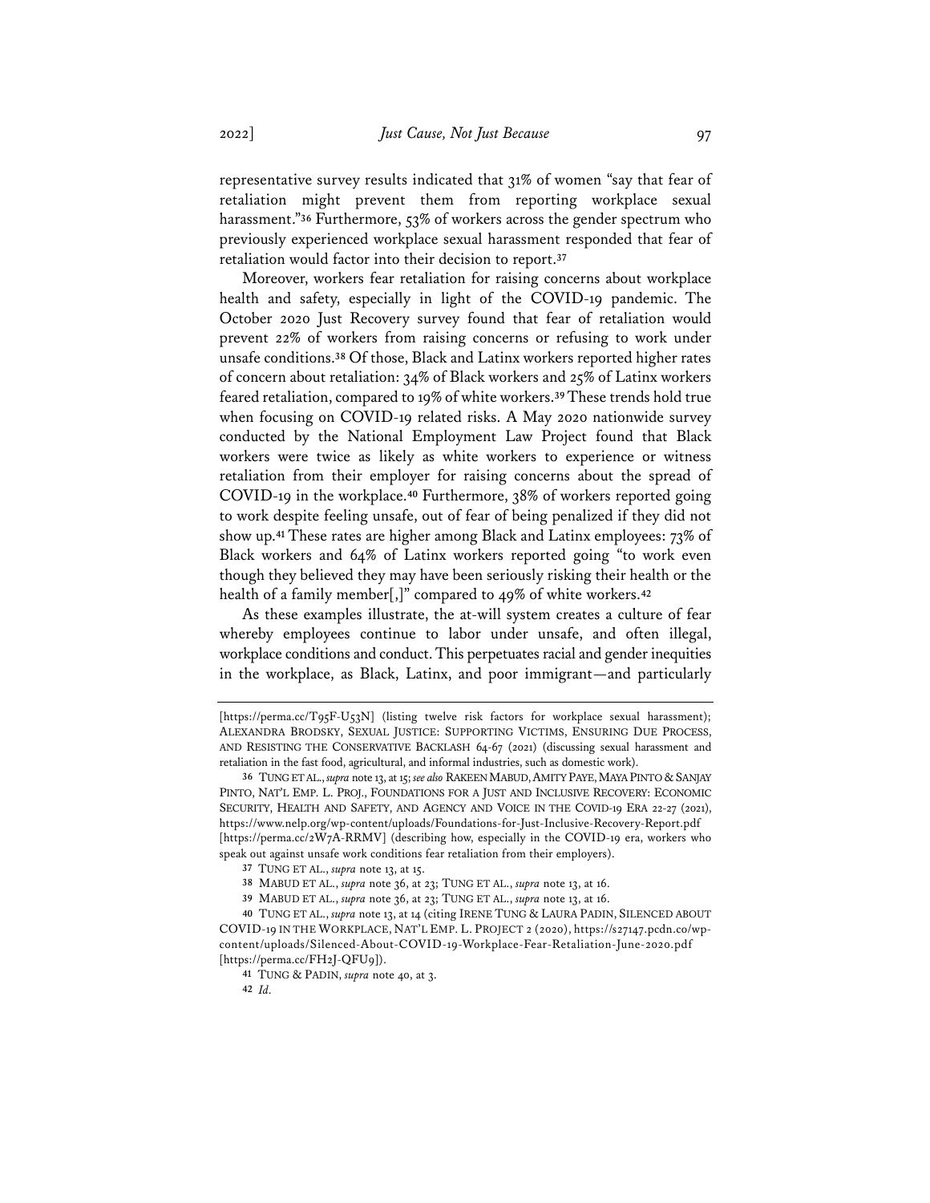representative survey results indicated that 31% of women "say that fear of retaliation might prevent them from reporting workplace sexual harassment."[36] Furthermore, 53% of workers across the gender spectrum who previously experienced workplace sexual harassment responded that fear of retaliation would factor into their decision to report.[37]

Moreover, workers fear retaliation for raising concerns about workplace health and safety, especially in light of the COVID-19 pandemic. The October 2020 Just Recovery survey found that fear of retaliation would prevent 22% of workers from raising concerns or refusing to work under unsafe conditions.[38] Of those, Black and Latinx workers reported higher rates of concern about retaliation: 34% of Black workers and 25% of Latinx workers feared retaliation, compared to 19% of white workers.[39] These trends hold true when focusing on COVID-19 related risks. A May 2020 nationwide survey conducted by the National Employment Law Project found that Black workers were twice as likely as white workers to experience or witness retaliation from their employer for raising concerns about the spread of COVID-19 in the workplace.[40] Furthermore, 38% of workers reported going to work despite feeling unsafe, out of fear of being penalized if they did not show up.[41] These rates are higher among Black and Latinx employees: 73% of Black workers and 64% of Latinx workers reported going "to work even though they believed they may have been seriously risking their health or the health of a family member[,]" compared to 49% of white workers.[42]

As these examples illustrate, the at-will system creates a culture of fear whereby employees continue to labor under unsafe, and often illegal, workplace conditions and conduct. This perpetuates racial and gender inequities in the workplace, as Black, Latinx, and poor immigrant—and particularly

---

[https://perma.cc/T95F-U53N] (listing twelve risk factors for workplace sexual harassment); ALEXANDRA BRODSKY, SEXUAL JUSTICE: SUPPORTING VICTIMS, ENSURING DUE PROCESS, AND RESISTING THE CONSERVATIVE BACKLASH 64-67 (2021) (discussing sexual harassment and retaliation in the fast food, agricultural, and informal industries, such as domestic work).

36 TUNG ET AL., *supra* note 13, at 15; *see also* RAKEEN MABUD, AMITY PAYE, MAYA PINTO & SANJAY PINTO, NAT'L EMP. L. PROJ., FOUNDATIONS FOR A JUST AND INCLUSIVE RECOVERY: ECONOMIC SECURITY, HEALTH AND SAFETY, AND AGENCY AND VOICE IN THE COVID-19 ERA 22-27 (2021), https://www.nelp.org/wp-content/uploads/Foundations-for-Just-Inclusive-Recovery-Report.pdf [https://perma.cc/2W7A-RRMV] (describing how, especially in the COVID-19 era, workers who speak out against unsafe work conditions fear retaliation from their employers).

37 TUNG ET AL., *supra* note 13, at 15.

38 MABUD ET AL., *supra* note 36, at 23; TUNG ET AL., *supra* note 13, at 16.

39 MABUD ET AL., *supra* note 36, at 23; TUNG ET AL., *supra* note 13, at 16.

40 TUNG ET AL., *supra* note 13, at 14 (citing IRENE TUNG & LAURA PADIN, SILENCED ABOUT COVID-19 IN THE WORKPLACE, NAT'L EMP. L. PROJECT 2 (2020), https://s27147.pcdn.co/wp-content/uploads/Silenced-About-COVID-19-Workplace-Fear-Retaliation-June-2020.pdf [https://perma.cc/FH2J-QFU9]).

41 TUNG & PADIN, *supra* note 40, at 3.

42 *Id.*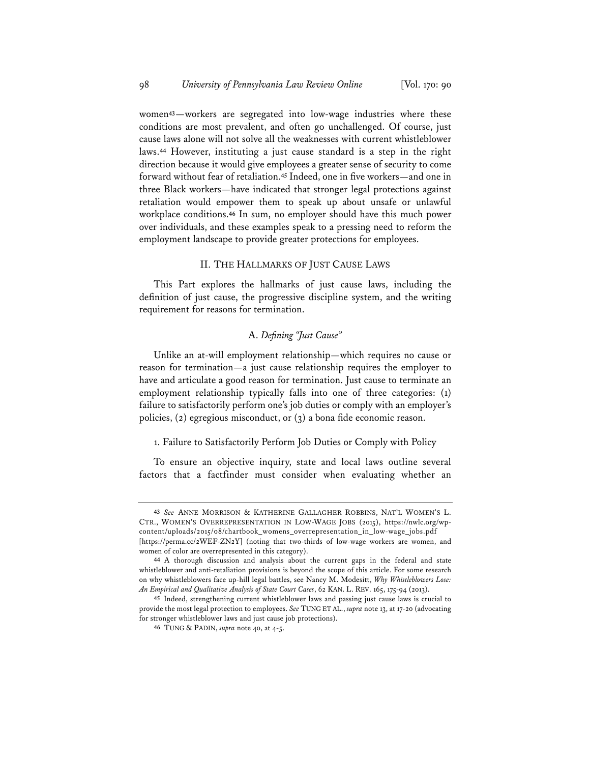women[43]—workers are segregated into low-wage industries where these conditions are most prevalent, and often go unchallenged. Of course, just cause laws alone will not solve all the weaknesses with current whistleblower laws.[44] However, instituting a just cause standard is a step in the right direction because it would give employees a greater sense of security to come forward without fear of retaliation.[45] Indeed, one in five workers—and one in three Black workers—have indicated that stronger legal protections against retaliation would empower them to speak up about unsafe or unlawful workplace conditions.[46] In sum, no employer should have this much power over individuals, and these examples speak to a pressing need to reform the employment landscape to provide greater protections for employees.

## II. THE HALLMARKS OF JUST CAUSE LAWS

This Part explores the hallmarks of just cause laws, including the definition of just cause, the progressive discipline system, and the writing requirement for reasons for termination.

### A. *Defining "Just Cause"*

Unlike an at-will employment relationship—which requires no cause or reason for termination—a just cause relationship requires the employer to have and articulate a good reason for termination. Just cause to terminate an employment relationship typically falls into one of three categories: (1) failure to satisfactorily perform one's job duties or comply with an employer's policies, (2) egregious misconduct, or (3) a bona fide economic reason.

#### 1. Failure to Satisfactorily Perform Job Duties or Comply with Policy

To ensure an objective inquiry, state and local laws outline several factors that a factfinder must consider when evaluating whether an

---

[43] *See* ANNE MORRISON & KATHERINE GALLAGHER ROBBINS, NAT'L WOMEN'S L. CTR., WOMEN'S OVERREPRESENTATION IN LOW-WAGE JOBS (2015), https://nwlc.org/wp-content/uploads/2015/08/chartbook_womens_overrepresentation_in_low-wage_jobs.pdf [https://perma.cc/2WEF-ZN2Y] (noting that two-thirds of low-wage workers are women, and women of color are overrepresented in this category).

[44] A thorough discussion and analysis about the current gaps in the federal and state whistleblower and anti-retaliation provisions is beyond the scope of this article. For some research on why whistleblowers face up-hill legal battles, see Nancy M. Modesitt, *Why Whistleblowers Lose: An Empirical and Qualitative Analysis of State Court Cases*, 62 KAN. L. REV. 165, 175-94 (2013).

[45] Indeed, strengthening current whistleblower laws and passing just cause laws is crucial to provide the most legal protection to employees. *See* TUNG ET AL., *supra* note 13, at 17-20 (advocating for stronger whistleblower laws and just cause job protections).

[46] TUNG & PADIN, *supra* note 40, at 4-5.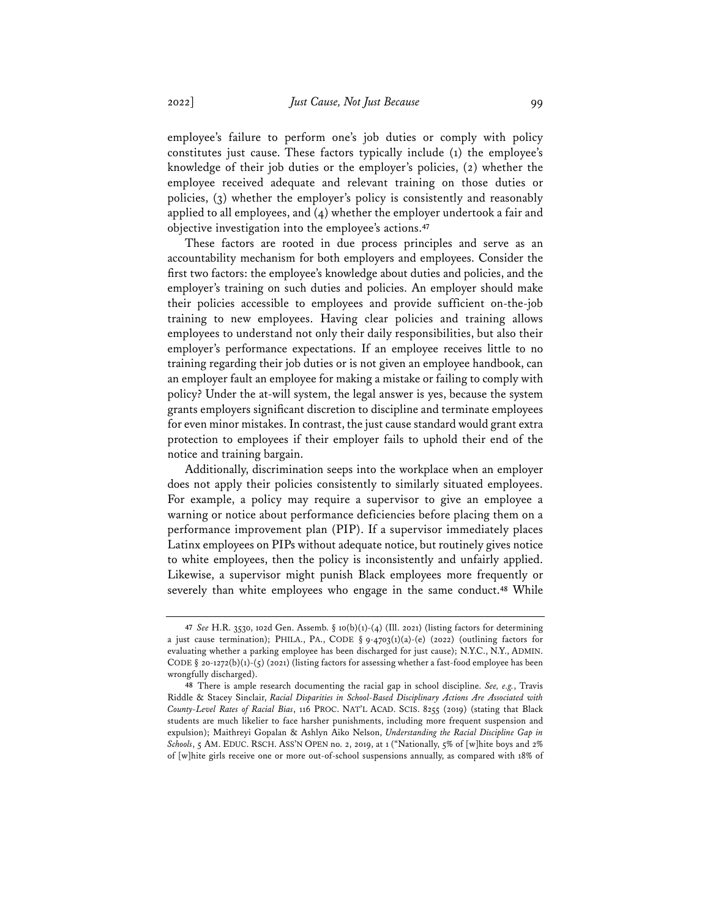employee's failure to perform one's job duties or comply with policy constitutes just cause. These factors typically include (1) the employee's knowledge of their job duties or the employer's policies, (2) whether the employee received adequate and relevant training on those duties or policies, (3) whether the employer's policy is consistently and reasonably applied to all employees, and (4) whether the employer undertook a fair and objective investigation into the employee's actions.[47]

These factors are rooted in due process principles and serve as an accountability mechanism for both employers and employees. Consider the first two factors: the employee's knowledge about duties and policies, and the employer's training on such duties and policies. An employer should make their policies accessible to employees and provide sufficient on-the-job training to new employees. Having clear policies and training allows employees to understand not only their daily responsibilities, but also their employer's performance expectations. If an employee receives little to no training regarding their job duties or is not given an employee handbook, can an employer fault an employee for making a mistake or failing to comply with policy? Under the at-will system, the legal answer is yes, because the system grants employers significant discretion to discipline and terminate employees for even minor mistakes. In contrast, the just cause standard would grant extra protection to employees if their employer fails to uphold their end of the notice and training bargain.

Additionally, discrimination seeps into the workplace when an employer does not apply their policies consistently to similarly situated employees. For example, a policy may require a supervisor to give an employee a warning or notice about performance deficiencies before placing them on a performance improvement plan (PIP). If a supervisor immediately places Latinx employees on PIPs without adequate notice, but routinely gives notice to white employees, then the policy is inconsistently and unfairly applied. Likewise, a supervisor might punish Black employees more frequently or severely than white employees who engage in the same conduct.[48] While

---

[47] *See* H.R. 3530, 102d Gen. Assemb. § 10(b)(1)-(4) (Ill. 2021) (listing factors for determining a just cause termination); PHILA., PA., CODE § 9-4703(1)(a)-(e) (2022) (outlining factors for evaluating whether a parking employee has been discharged for just cause); N.Y.C., N.Y., ADMIN. CODE § 20-1272(b)(1)-(5) (2021) (listing factors for assessing whether a fast-food employee has been wrongfully discharged).

[48] There is ample research documenting the racial gap in school discipline. *See, e.g.*, Travis Riddle & Stacey Sinclair, *Racial Disparities in School-Based Disciplinary Actions Are Associated with County-Level Rates of Racial Bias*, 116 PROC. NAT'L ACAD. SCIS. 8255 (2019) (stating that Black students are much likelier to face harsher punishments, including more frequent suspension and expulsion); Maithreyi Gopalan & Ashlyn Aiko Nelson, *Understanding the Racial Discipline Gap in Schools*, 5 AM. EDUC. RSCH. ASS'N OPEN no. 2, 2019, at 1 ("Nationally, 5% of [w]hite boys and 2% of [w]hite girls receive one or more out-of-school suspensions annually, as compared with 18% of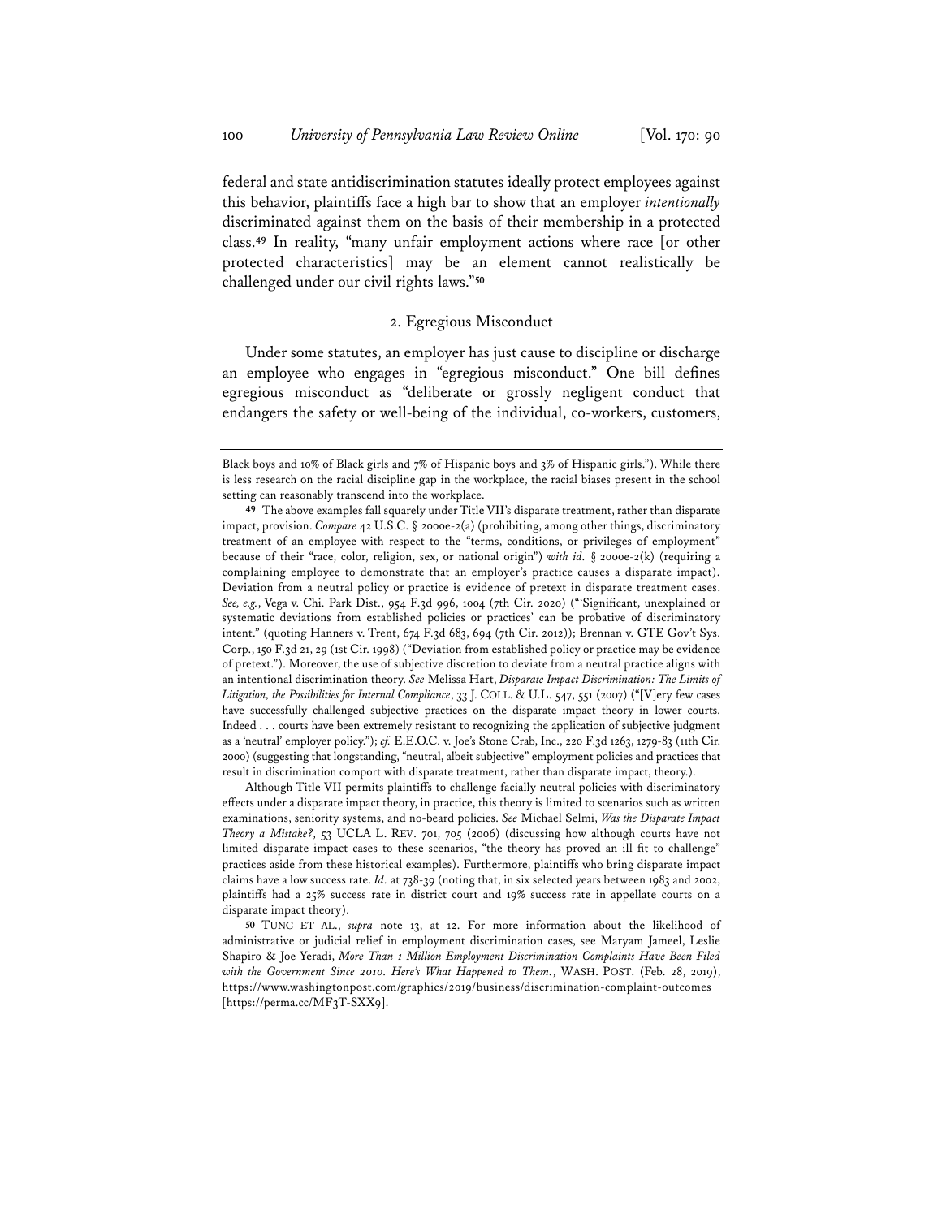federal and state antidiscrimination statutes ideally protect employees against this behavior, plaintiffs face a high bar to show that an employer *intentionally* discriminated against them on the basis of their membership in a protected class.[49] In reality, "many unfair employment actions where race [or other protected characteristics] may be an element cannot realistically be challenged under our civil rights laws."[50]

### 2. Egregious Misconduct

Under some statutes, an employer has just cause to discipline or discharge an employee who engages in "egregious misconduct." One bill defines egregious misconduct as "deliberate or grossly negligent conduct that endangers the safety or well-being of the individual, co-workers, customers,

---

Black boys and 10% of Black girls and 7% of Hispanic boys and 3% of Hispanic girls."). While there is less research on the racial discipline gap in the workplace, the racial biases present in the school setting can reasonably transcend into the workplace.

49 The above examples fall squarely under Title VII's disparate treatment, rather than disparate impact, provision. *Compare* 42 U.S.C. § 2000e-2(a) (prohibiting, among other things, discriminatory treatment of an employee with respect to the "terms, conditions, or privileges of employment" because of their "race, color, religion, sex, or national origin") *with id.* § 2000e-2(k) (requiring a complaining employee to demonstrate that an employer's practice causes a disparate impact). Deviation from a neutral policy or practice is evidence of pretext in disparate treatment cases. *See, e.g.*, Vega v. Chi. Park Dist., 954 F.3d 996, 1004 (7th Cir. 2020) ("'Significant, unexplained or systematic deviations from established policies or practices' can be probative of discriminatory intent." (quoting Hanners v. Trent, 674 F.3d 683, 694 (7th Cir. 2012)); Brennan v. GTE Gov't Sys. Corp., 150 F.3d 21, 29 (1st Cir. 1998) ("Deviation from established policy or practice may be evidence of pretext."). Moreover, the use of subjective discretion to deviate from a neutral practice aligns with an intentional discrimination theory. *See* Melissa Hart, *Disparate Impact Discrimination: The Limits of Litigation, the Possibilities for Internal Compliance*, 33 J. COLL. & U.L. 547, 551 (2007) ("[V]ery few cases have successfully challenged subjective practices on the disparate impact theory in lower courts. Indeed . . . courts have been extremely resistant to recognizing the application of subjective judgment as a 'neutral' employer policy."); *cf.* E.E.O.C. v. Joe's Stone Crab, Inc., 220 F.3d 1263, 1279-83 (11th Cir. 2000) (suggesting that longstanding, "neutral, albeit subjective" employment policies and practices that result in discrimination comport with disparate treatment, rather than disparate impact, theory.).

Although Title VII permits plaintiffs to challenge facially neutral policies with discriminatory effects under a disparate impact theory, in practice, this theory is limited to scenarios such as written examinations, seniority systems, and no-beard policies. *See* Michael Selmi, *Was the Disparate Impact Theory a Mistake?*, 53 UCLA L. REV. 701, 705 (2006) (discussing how although courts have not limited disparate impact cases to these scenarios, "the theory has proved an ill fit to challenge" practices aside from these historical examples). Furthermore, plaintiffs who bring disparate impact claims have a low success rate. *Id.* at 738-39 (noting that, in six selected years between 1983 and 2002, plaintiffs had a 25% success rate in district court and 19% success rate in appellate courts on a disparate impact theory).

50 TUNG ET AL., *supra* note 13, at 12. For more information about the likelihood of administrative or judicial relief in employment discrimination cases, see Maryam Jameel, Leslie Shapiro & Joe Yeradi, *More Than 1 Million Employment Discrimination Complaints Have Been Filed with the Government Since 2010. Here's What Happened to Them.*, WASH. POST. (Feb. 28, 2019), https://www.washingtonpost.com/graphics/2019/business/discrimination-complaint-outcomes [https://perma.cc/MF3T-SXX9].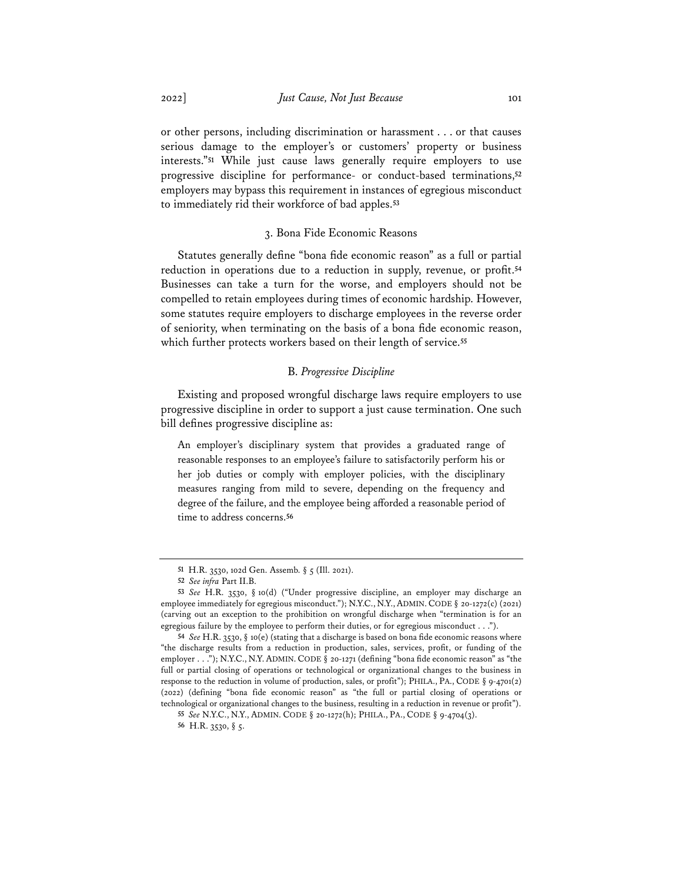or other persons, including discrimination or harassment . . . or that causes serious damage to the employer's or customers' property or business interests."[51] While just cause laws generally require employers to use progressive discipline for performance- or conduct-based terminations,[52] employers may bypass this requirement in instances of egregious misconduct to immediately rid their workforce of bad apples.[53]

### 3. Bona Fide Economic Reasons

Statutes generally define "bona fide economic reason" as a full or partial reduction in operations due to a reduction in supply, revenue, or profit.[54] Businesses can take a turn for the worse, and employers should not be compelled to retain employees during times of economic hardship. However, some statutes require employers to discharge employees in the reverse order of seniority, when terminating on the basis of a bona fide economic reason, which further protects workers based on their length of service.[55]

## B. *Progressive Discipline*

Existing and proposed wrongful discharge laws require employers to use progressive discipline in order to support a just cause termination. One such bill defines progressive discipline as:

> An employer's disciplinary system that provides a graduated range of reasonable responses to an employee's failure to satisfactorily perform his or her job duties or comply with employer policies, with the disciplinary measures ranging from mild to severe, depending on the frequency and degree of the failure, and the employee being afforded a reasonable period of time to address concerns.[56]

---

51 H.R. 3530, 102d Gen. Assemb. § 5 (Ill. 2021).

52 *See infra* Part II.B.

53 *See* H.R. 3530, § 10(d) ("Under progressive discipline, an employer may discharge an employee immediately for egregious misconduct."); N.Y.C., N.Y., ADMIN. CODE § 20-1272(c) (2021) (carving out an exception to the prohibition on wrongful discharge when "termination is for an egregious failure by the employee to perform their duties, or for egregious misconduct . . .").

54 *See* H.R. 3530, § 10(e) (stating that a discharge is based on bona fide economic reasons where "the discharge results from a reduction in production, sales, services, profit, or funding of the employer . . ."); N.Y.C., N.Y. ADMIN. CODE § 20-1271 (defining "bona fide economic reason" as "the full or partial closing of operations or technological or organizational changes to the business in response to the reduction in volume of production, sales, or profit"); PHILA., PA., CODE § 9-4701(2) (2022) (defining "bona fide economic reason" as "the full or partial closing of operations or technological or organizational changes to the business, resulting in a reduction in revenue or profit").

55 *See* N.Y.C., N.Y., ADMIN. CODE § 20-1272(h); PHILA., PA., CODE § 9-4704(3).

56 H.R. 3530, § 5.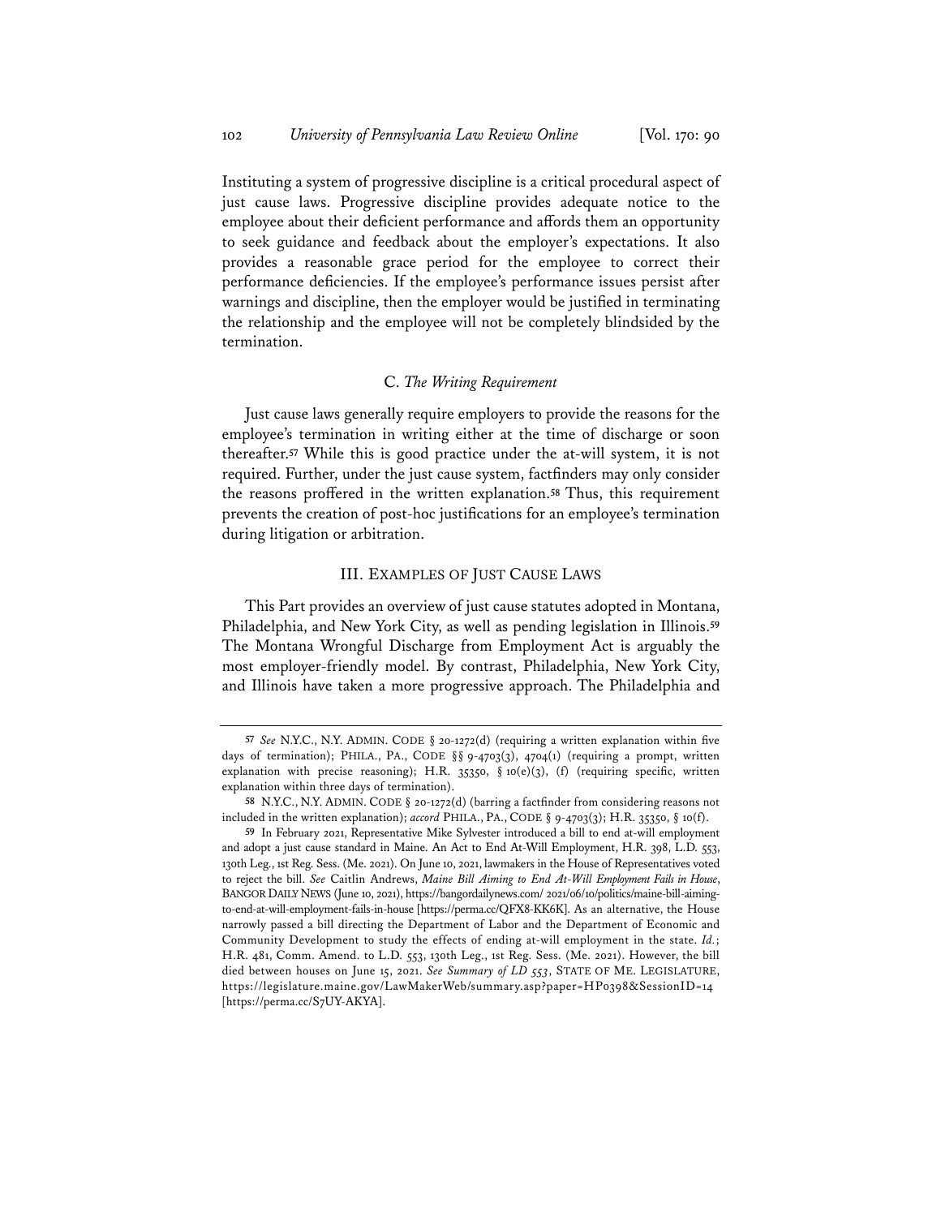Instituting a system of progressive discipline is a critical procedural aspect of just cause laws. Progressive discipline provides adequate notice to the employee about their deficient performance and affords them an opportunity to seek guidance and feedback about the employer's expectations. It also provides a reasonable grace period for the employee to correct their performance deficiencies. If the employee's performance issues persist after warnings and discipline, then the employer would be justified in terminating the relationship and the employee will not be completely blindsided by the termination.

### C. *The Writing Requirement*

Just cause laws generally require employers to provide the reasons for the employee's termination in writing either at the time of discharge or soon thereafter.[57] While this is good practice under the at-will system, it is not required. Further, under the just cause system, factfinders may only consider the reasons proffered in the written explanation.[58] Thus, this requirement prevents the creation of post-hoc justifications for an employee's termination during litigation or arbitration.

## III. EXAMPLES OF JUST CAUSE LAWS

This Part provides an overview of just cause statutes adopted in Montana, Philadelphia, and New York City, as well as pending legislation in Illinois.[59] The Montana Wrongful Discharge from Employment Act is arguably the most employer-friendly model. By contrast, Philadelphia, New York City, and Illinois have taken a more progressive approach. The Philadelphia and

---

[57] *See* N.Y.C., N.Y. ADMIN. CODE § 20-1272(d) (requiring a written explanation within five days of termination); PHILA., PA., CODE §§ 9-4703(3), 4704(1) (requiring a prompt, written explanation with precise reasoning); H.R. 35350, § 10(e)(3), (f) (requiring specific, written explanation within three days of termination).

[58] N.Y.C., N.Y. ADMIN. CODE § 20-1272(d) (barring a factfinder from considering reasons not included in the written explanation); *accord* PHILA., PA., CODE § 9-4703(3); H.R. 35350, § 10(f).

[59] In February 2021, Representative Mike Sylvester introduced a bill to end at-will employment and adopt a just cause standard in Maine. An Act to End At-Will Employment, H.R. 398, L.D. 553, 130th Leg., 1st Reg. Sess. (Me. 2021). On June 10, 2021, lawmakers in the House of Representatives voted to reject the bill. *See* Caitlin Andrews, *Maine Bill Aiming to End At-Will Employment Fails in House*, BANGOR DAILY NEWS (June 10, 2021), https://bangordailynews.com/ 2021/06/10/politics/maine-bill-aiming-to-end-at-will-employment-fails-in-house [https://perma.cc/QFX8-KK6K]. As an alternative, the House narrowly passed a bill directing the Department of Labor and the Department of Economic and Community Development to study the effects of ending at-will employment in the state. *Id.*; H.R. 481, Comm. Amend. to L.D. 553, 130th Leg., 1st Reg. Sess. (Me. 2021). However, the bill died between houses on June 15, 2021. *See Summary of LD 553*, STATE OF ME. LEGISLATURE, https://legislature.maine.gov/LawMakerWeb/summary.asp?paper=HP0398&SessionID=14 [https://perma.cc/S7UY-AKYA].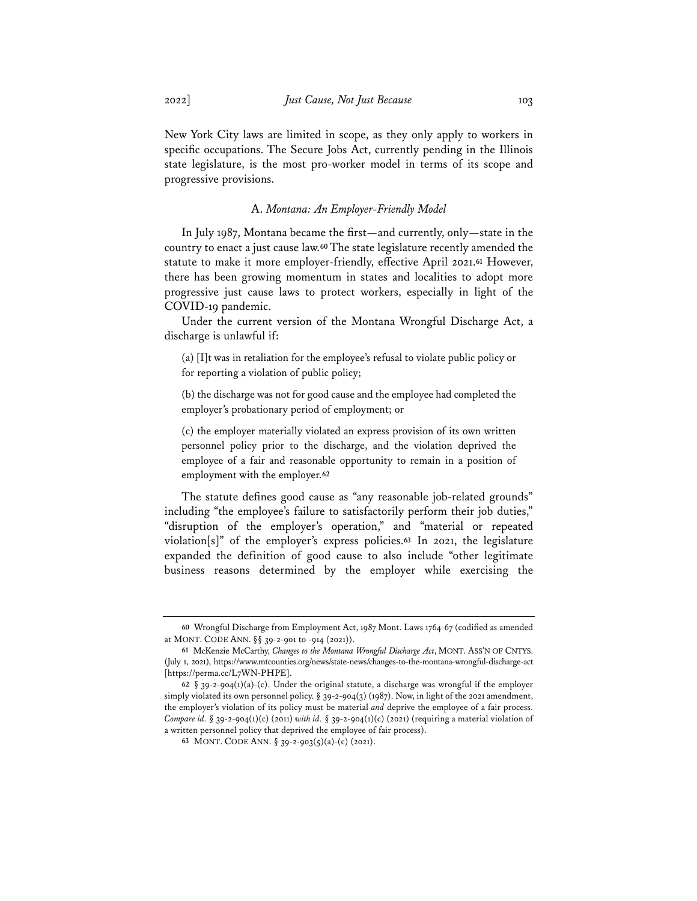New York City laws are limited in scope, as they only apply to workers in specific occupations. The Secure Jobs Act, currently pending in the Illinois state legislature, is the most pro-worker model in terms of its scope and progressive provisions.

### A. *Montana: An Employer-Friendly Model*

In July 1987, Montana became the first—and currently, only—state in the country to enact a just cause law.[60] The state legislature recently amended the statute to make it more employer-friendly, effective April 2021.[61] However, there has been growing momentum in states and localities to adopt more progressive just cause laws to protect workers, especially in light of the COVID-19 pandemic.

Under the current version of the Montana Wrongful Discharge Act, a discharge is unlawful if:

> (a) [I]t was in retaliation for the employee's refusal to violate public policy or for reporting a violation of public policy;
>
> (b) the discharge was not for good cause and the employee had completed the employer's probationary period of employment; or
>
> (c) the employer materially violated an express provision of its own written personnel policy prior to the discharge, and the violation deprived the employee of a fair and reasonable opportunity to remain in a position of employment with the employer.[62]

The statute defines good cause as "any reasonable job-related grounds" including "the employee's failure to satisfactorily perform their job duties," "disruption of the employer's operation," and "material or repeated violation[s]" of the employer's express policies.[63] In 2021, the legislature expanded the definition of good cause to also include "other legitimate business reasons determined by the employer while exercising the

---

[60] Wrongful Discharge from Employment Act, 1987 Mont. Laws 1764-67 (codified as amended at MONT. CODE ANN. §§ 39-2-901 to -914 (2021)).

[61] McKenzie McCarthy, *Changes to the Montana Wrongful Discharge Act*, MONT. ASS'N OF CNTYS. (July 1, 2021), https://www.mtcounties.org/news/state-news/changes-to-the-montana-wrongful-discharge-act [https://perma.cc/L7WN-PHPE].

[62] § 39-2-904(1)(a)-(c). Under the original statute, a discharge was wrongful if the employer simply violated its own personnel policy. § 39-2-904(3) (1987). Now, in light of the 2021 amendment, the employer's violation of its policy must be material *and* deprive the employee of a fair process. *Compare id.* § 39-2-904(1)(c) (2011) *with id.* § 39-2-904(1)(c) (2021) (requiring a material violation of a written personnel policy that deprived the employee of fair process).

[63] MONT. CODE ANN. § 39-2-903(5)(a)-(c) (2021).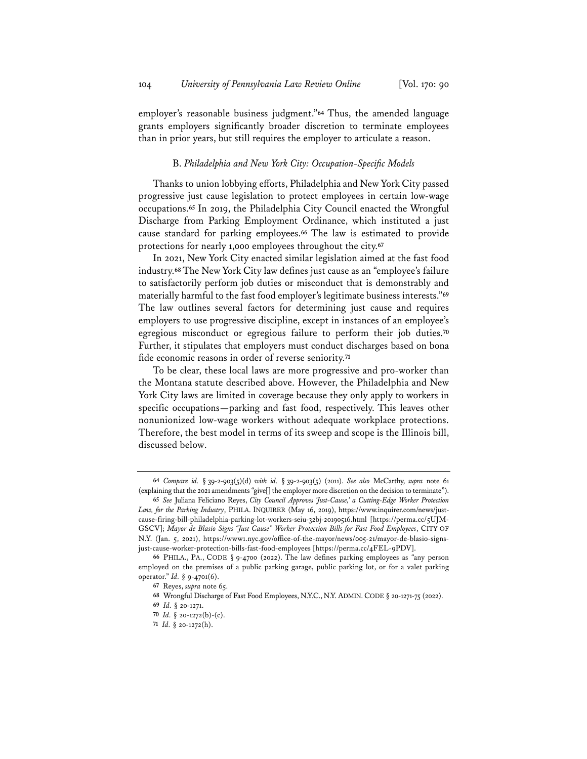employer's reasonable business judgment."[64] Thus, the amended language grants employers significantly broader discretion to terminate employees than in prior years, but still requires the employer to articulate a reason.

### B. *Philadelphia and New York City: Occupation-Specific Models*

Thanks to union lobbying efforts, Philadelphia and New York City passed progressive just cause legislation to protect employees in certain low-wage occupations.[65] In 2019, the Philadelphia City Council enacted the Wrongful Discharge from Parking Employment Ordinance, which instituted a just cause standard for parking employees.[66] The law is estimated to provide protections for nearly 1,000 employees throughout the city.[67]

In 2021, New York City enacted similar legislation aimed at the fast food industry.[68] The New York City law defines just cause as an "employee's failure to satisfactorily perform job duties or misconduct that is demonstrably and materially harmful to the fast food employer's legitimate business interests."[69] The law outlines several factors for determining just cause and requires employers to use progressive discipline, except in instances of an employee's egregious misconduct or egregious failure to perform their job duties.[70] Further, it stipulates that employers must conduct discharges based on bona fide economic reasons in order of reverse seniority.[71]

To be clear, these local laws are more progressive and pro-worker than the Montana statute described above. However, the Philadelphia and New York City laws are limited in coverage because they only apply to workers in specific occupations—parking and fast food, respectively. This leaves other nonunionized low-wage workers without adequate workplace protections. Therefore, the best model in terms of its sweep and scope is the Illinois bill, discussed below.

---

64 *Compare id.* § 39-2-903(5)(d) *with id.* § 39-2-903(5) (2011). *See also* McCarthy, *supra* note 61 (explaining that the 2021 amendments "give[] the employer more discretion on the decision to terminate").

65 *See* Juliana Feliciano Reyes, *City Council Approves 'Just-Cause,' a Cutting-Edge Worker Protection Law, for the Parking Industry*, PHILA. INQUIRER (May 16, 2019), https://www.inquirer.com/news/just-cause-firing-bill-philadelphia-parking-lot-workers-seiu-32bj-20190516.html [https://perma.cc/5UJM-GSCV]; *Mayor de Blasio Signs "Just Cause" Worker Protection Bills for Fast Food Employees*, CITY OF N.Y. (Jan. 5, 2021), https://www1.nyc.gov/office-of-the-mayor/news/005-21/mayor-de-blasio-signs-just-cause-worker-protection-bills-fast-food-employees [https://perma.cc/4FEL-9PDV].

66 PHILA., PA., CODE § 9-4700 (2022). The law defines parking employees as "any person employed on the premises of a public parking garage, public parking lot, or for a valet parking operator." *Id.* § 9-4701(6).

67 Reyes, *supra* note 65.

68 Wrongful Discharge of Fast Food Employees, N.Y.C., N.Y. ADMIN. CODE § 20-1271-75 (2022).

69 *Id.* § 20-1271.

70 *Id.* § 20-1272(b)-(c).

71 *Id.* § 20-1272(h).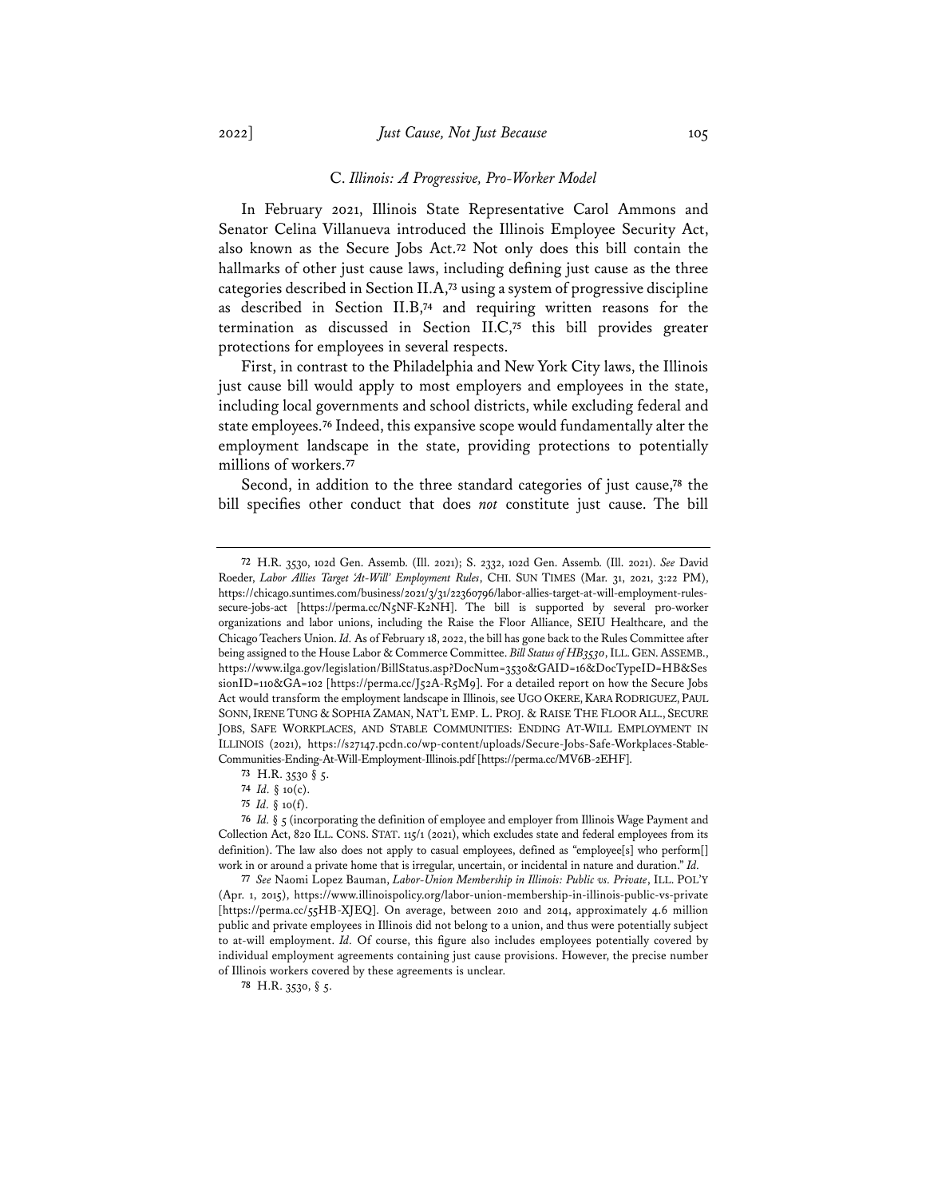### C. *Illinois: A Progressive, Pro-Worker Model*

In February 2021, Illinois State Representative Carol Ammons and Senator Celina Villanueva introduced the Illinois Employee Security Act, also known as the Secure Jobs Act.[72] Not only does this bill contain the hallmarks of other just cause laws, including defining just cause as the three categories described in Section II.A,[73] using a system of progressive discipline as described in Section II.B,[74] and requiring written reasons for the termination as discussed in Section II.C,[75] this bill provides greater protections for employees in several respects.

First, in contrast to the Philadelphia and New York City laws, the Illinois just cause bill would apply to most employers and employees in the state, including local governments and school districts, while excluding federal and state employees.[76] Indeed, this expansive scope would fundamentally alter the employment landscape in the state, providing protections to potentially millions of workers.[77]

Second, in addition to the three standard categories of just cause,[78] the bill specifies other conduct that does *not* constitute just cause. The bill

---

72 H.R. 3530, 102d Gen. Assemb. (Ill. 2021); S. 2332, 102d Gen. Assemb. (Ill. 2021). *See* David Roeder, *Labor Allies Target 'At-Will' Employment Rules*, CHI. SUN TIMES (Mar. 31, 2021, 3:22 PM), https://chicago.suntimes.com/business/2021/3/31/22360796/labor-allies-target-at-will-employment-rules-secure-jobs-act [https://perma.cc/N5NF-K2NH]. The bill is supported by several pro-worker organizations and labor unions, including the Raise the Floor Alliance, SEIU Healthcare, and the Chicago Teachers Union. *Id.* As of February 18, 2022, the bill has gone back to the Rules Committee after being assigned to the House Labor & Commerce Committee. *Bill Status of HB3530*, ILL. GEN. ASSEMB., https://www.ilga.gov/legislation/BillStatus.asp?DocNum=3530&GAID=16&DocTypeID=HB&SessionID=110&GA=102 [https://perma.cc/J52A-R5M9]. For a detailed report on how the Secure Jobs Act would transform the employment landscape in Illinois, see UGO OKERE, KARA RODRIGUEZ, PAUL SONN, IRENE TUNG & SOPHIA ZAMAN, NAT'L EMP. L. PROJ. & RAISE THE FLOOR ALL., SECURE JOBS, SAFE WORKPLACES, AND STABLE COMMUNITIES: ENDING AT-WILL EMPLOYMENT IN ILLINOIS (2021), https://s27147.pcdn.co/wp-content/uploads/Secure-Jobs-Safe-Workplaces-Stable-Communities-Ending-At-Will-Employment-Illinois.pdf [https://perma.cc/MV6B-2EHF].

73 H.R. 3530 § 5.

74 *Id.* § 10(c).

75 *Id.* § 10(f).

76 *Id.* § 5 (incorporating the definition of employee and employer from Illinois Wage Payment and Collection Act, 820 ILL. CONS. STAT. 115/1 (2021), which excludes state and federal employees from its definition). The law also does not apply to casual employees, defined as "employee[s] who perform[] work in or around a private home that is irregular, uncertain, or incidental in nature and duration." *Id.*

77 *See* Naomi Lopez Bauman, *Labor-Union Membership in Illinois: Public vs. Private*, ILL. POL'Y (Apr. 1, 2015), https://www.illinoispolicy.org/labor-union-membership-in-illinois-public-vs-private [https://perma.cc/55HB-XJEQ]. On average, between 2010 and 2014, approximately 4.6 million public and private employees in Illinois did not belong to a union, and thus were potentially subject to at-will employment. *Id.* Of course, this figure also includes employees potentially covered by individual employment agreements containing just cause provisions. However, the precise number of Illinois workers covered by these agreements is unclear.

78 H.R. 3530, § 5.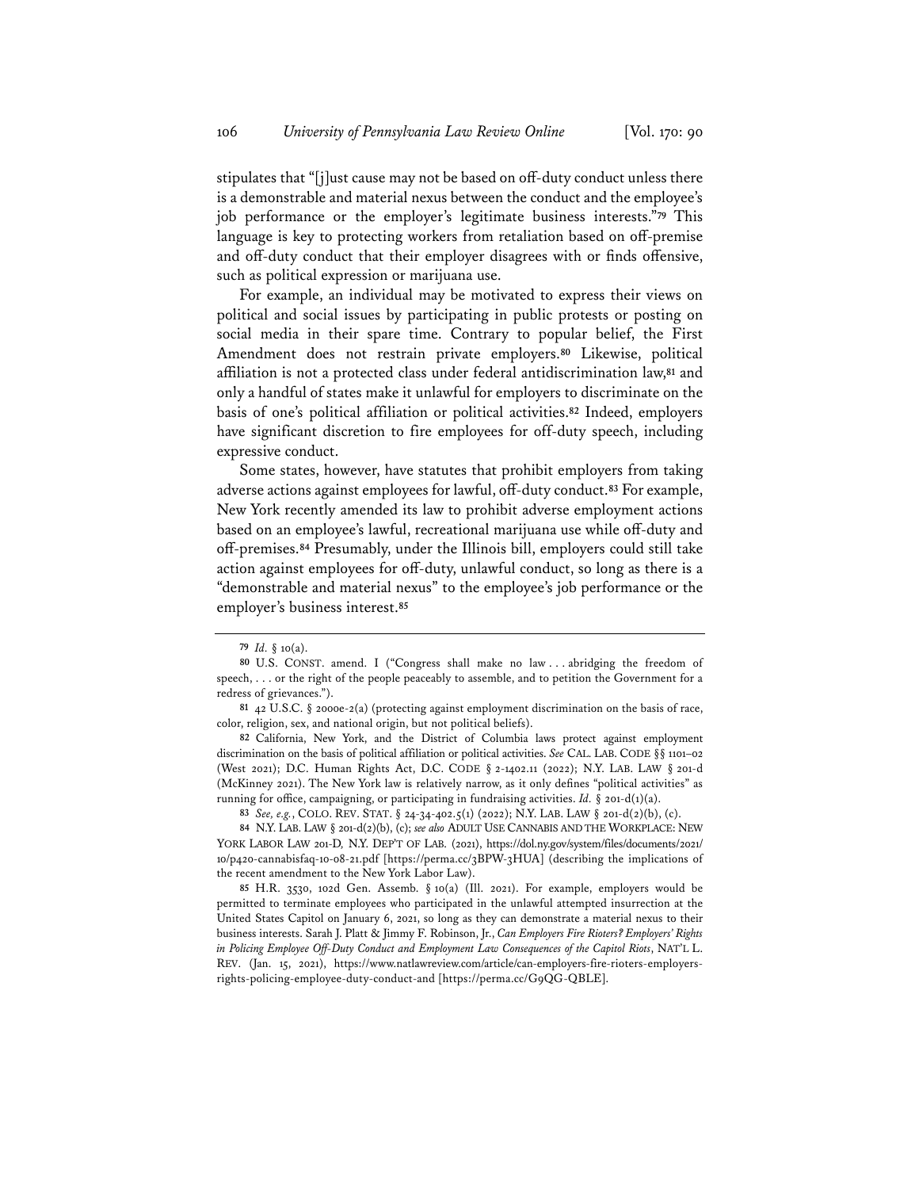stipulates that "[j]ust cause may not be based on off-duty conduct unless there is a demonstrable and material nexus between the conduct and the employee's job performance or the employer's legitimate business interests."[79] This language is key to protecting workers from retaliation based on off-premise and off-duty conduct that their employer disagrees with or finds offensive, such as political expression or marijuana use.

For example, an individual may be motivated to express their views on political and social issues by participating in public protests or posting on social media in their spare time. Contrary to popular belief, the First Amendment does not restrain private employers.[80] Likewise, political affiliation is not a protected class under federal antidiscrimination law,[81] and only a handful of states make it unlawful for employers to discriminate on the basis of one's political affiliation or political activities.[82] Indeed, employers have significant discretion to fire employees for off-duty speech, including expressive conduct.

Some states, however, have statutes that prohibit employers from taking adverse actions against employees for lawful, off-duty conduct.[83] For example, New York recently amended its law to prohibit adverse employment actions based on an employee's lawful, recreational marijuana use while off-duty and off-premises.[84] Presumably, under the Illinois bill, employers could still take action against employees for off-duty, unlawful conduct, so long as there is a "demonstrable and material nexus" to the employee's job performance or the employer's business interest.[85]

---

[79] *Id.* § 10(a).

[80] U.S. CONST. amend. I ("Congress shall make no law . . . abridging the freedom of speech, . . . or the right of the people peaceably to assemble, and to petition the Government for a redress of grievances.").

[81] 42 U.S.C. § 2000e-2(a) (protecting against employment discrimination on the basis of race, color, religion, sex, and national origin, but not political beliefs).

[82] California, New York, and the District of Columbia laws protect against employment discrimination on the basis of political affiliation or political activities. *See* CAL. LAB. CODE §§ 1101–02 (West 2021); D.C. Human Rights Act, D.C. CODE § 2-1402.11 (2022); N.Y. LAB. LAW § 201-d (McKinney 2021). The New York law is relatively narrow, as it only defines "political activities" as running for office, campaigning, or participating in fundraising activities. *Id.* § 201-d(1)(a).

[83] *See, e.g.*, COLO. REV. STAT. § 24-34-402.5(1) (2022); N.Y. LAB. LAW § 201-d(2)(b), (c).

[84] N.Y. LAB. LAW § 201-d(2)(b), (c); *see also* ADULT USE CANNABIS AND THE WORKPLACE: NEW YORK LABOR LAW 201-D, N.Y. DEP'T OF LAB. (2021), https://dol.ny.gov/system/files/documents/2021/10/p420-cannabisfaq-10-08-21.pdf [https://perma.cc/3BPW-3HUA] (describing the implications of the recent amendment to the New York Labor Law).

[85] H.R. 3530, 102d Gen. Assemb. § 10(a) (Ill. 2021). For example, employers would be permitted to terminate employees who participated in the unlawful attempted insurrection at the United States Capitol on January 6, 2021, so long as they can demonstrate a material nexus to their business interests. Sarah J. Platt & Jimmy F. Robinson, Jr., *Can Employers Fire Rioters? Employers' Rights in Policing Employee Off-Duty Conduct and Employment Law Consequences of the Capitol Riots*, NAT'L L. REV. (Jan. 15, 2021), https://www.natlawreview.com/article/can-employers-fire-rioters-employers-rights-policing-employee-duty-conduct-and [https://perma.cc/G9QG-QBLE].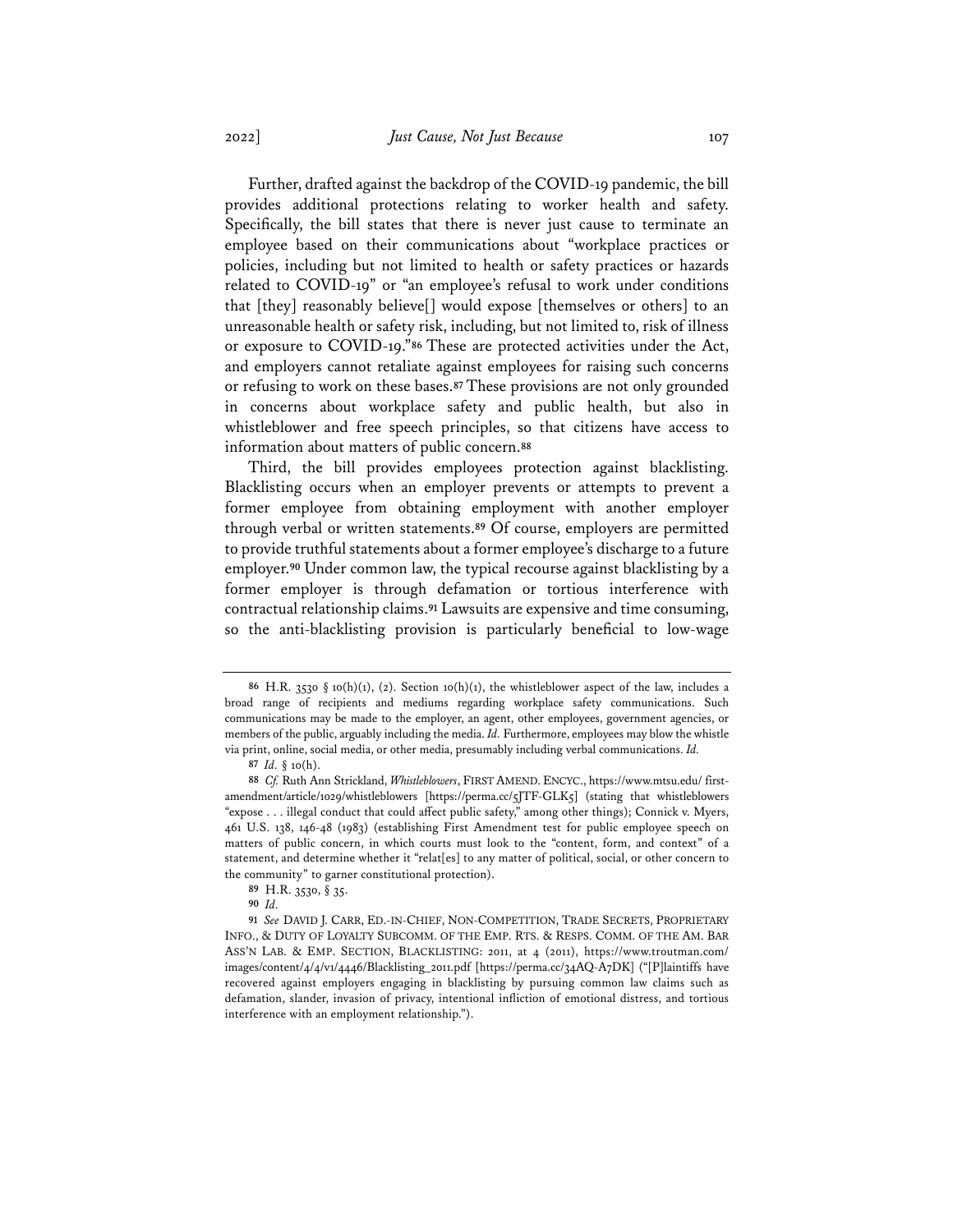Further, drafted against the backdrop of the COVID-19 pandemic, the bill provides additional protections relating to worker health and safety. Specifically, the bill states that there is never just cause to terminate an employee based on their communications about "workplace practices or policies, including but not limited to health or safety practices or hazards related to COVID-19" or "an employee's refusal to work under conditions that [they] reasonably believe[] would expose [themselves or others] to an unreasonable health or safety risk, including, but not limited to, risk of illness or exposure to COVID-19."[86] These are protected activities under the Act, and employers cannot retaliate against employees for raising such concerns or refusing to work on these bases.[87] These provisions are not only grounded in concerns about workplace safety and public health, but also in whistleblower and free speech principles, so that citizens have access to information about matters of public concern.[88]

Third, the bill provides employees protection against blacklisting. Blacklisting occurs when an employer prevents or attempts to prevent a former employee from obtaining employment with another employer through verbal or written statements.[89] Of course, employers are permitted to provide truthful statements about a former employee's discharge to a future employer.[90] Under common law, the typical recourse against blacklisting by a former employer is through defamation or tortious interference with contractual relationship claims.[91] Lawsuits are expensive and time consuming, so the anti-blacklisting provision is particularly beneficial to low-wage

---

[86] H.R. 3530 § 10(h)(1), (2). Section 10(h)(1), the whistleblower aspect of the law, includes a broad range of recipients and mediums regarding workplace safety communications. Such communications may be made to the employer, an agent, other employees, government agencies, or members of the public, arguably including the media. *Id.* Furthermore, employees may blow the whistle via print, online, social media, or other media, presumably including verbal communications. *Id.*

[87] *Id.* § 10(h).

[88] *Cf.* Ruth Ann Strickland, *Whistleblowers*, FIRST AMEND. ENCYC., https://www.mtsu.edu/ first-amendment/article/1029/whistleblowers [https://perma.cc/5JTF-GLK5] (stating that whistleblowers "expose . . . illegal conduct that could affect public safety," among other things); Connick v. Myers, 461 U.S. 138, 146-48 (1983) (establishing First Amendment test for public employee speech on matters of public concern, in which courts must look to the "content, form, and context" of a statement, and determine whether it "relat[es] to any matter of political, social, or other concern to the community" to garner constitutional protection).

[89] H.R. 3530, § 35.

[90] *Id.*

[91] *See* DAVID J. CARR, ED.-IN-CHIEF, NON-COMPETITION, TRADE SECRETS, PROPRIETARY INFO., & DUTY OF LOYALTY SUBCOMM. OF THE EMP. RTS. & RESPS. COMM. OF THE AM. BAR ASS'N LAB. & EMP. SECTION, BLACKLISTING: 2011, at 4 (2011), https://www.troutman.com/images/content/4/4/v1/4446/Blacklisting_2011.pdf [https://perma.cc/34AQ-A7DK] ("[P]laintiffs have recovered against employers engaging in blacklisting by pursuing common law claims such as defamation, slander, invasion of privacy, intentional infliction of emotional distress, and tortious interference with an employment relationship.").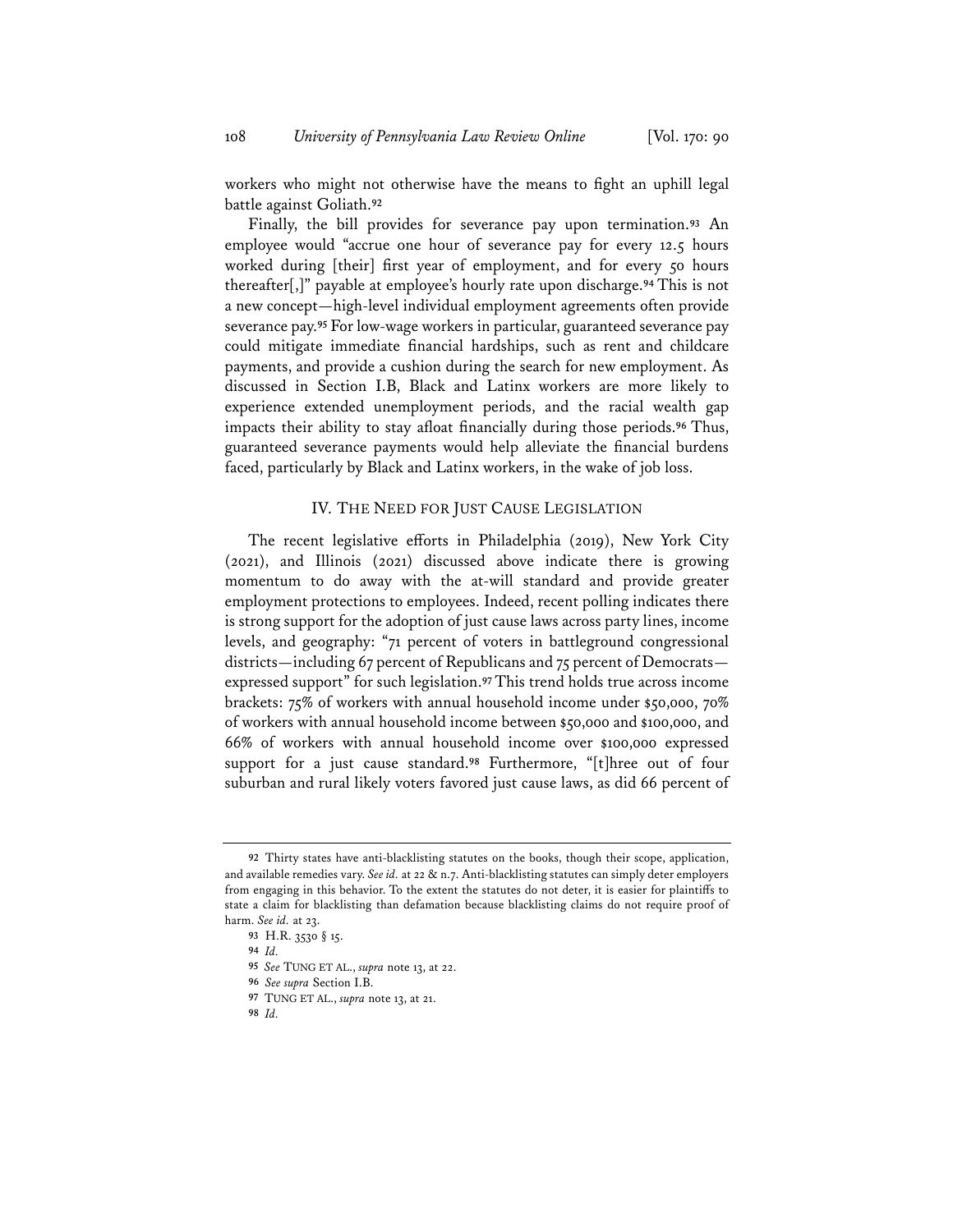workers who might not otherwise have the means to fight an uphill legal battle against Goliath.[92]

Finally, the bill provides for severance pay upon termination.[93] An employee would "accrue one hour of severance pay for every 12.5 hours worked during [their] first year of employment, and for every 50 hours thereafter[,]" payable at employee's hourly rate upon discharge.[94] This is not a new concept—high-level individual employment agreements often provide severance pay.[95] For low-wage workers in particular, guaranteed severance pay could mitigate immediate financial hardships, such as rent and childcare payments, and provide a cushion during the search for new employment. As discussed in Section I.B, Black and Latinx workers are more likely to experience extended unemployment periods, and the racial wealth gap impacts their ability to stay afloat financially during those periods.[96] Thus, guaranteed severance payments would help alleviate the financial burdens faced, particularly by Black and Latinx workers, in the wake of job loss.

## IV. THE NEED FOR JUST CAUSE LEGISLATION

The recent legislative efforts in Philadelphia (2019), New York City (2021), and Illinois (2021) discussed above indicate there is growing momentum to do away with the at-will standard and provide greater employment protections to employees. Indeed, recent polling indicates there is strong support for the adoption of just cause laws across party lines, income levels, and geography: "71 percent of voters in battleground congressional districts—including 67 percent of Republicans and 75 percent of Democrats—expressed support" for such legislation.[97] This trend holds true across income brackets: 75% of workers with annual household income under $50,000, 70% of workers with annual household income between $50,000 and $100,000, and 66% of workers with annual household income over $100,000 expressed support for a just cause standard.[98] Furthermore, "[t]hree out of four suburban and rural likely voters favored just cause laws, as did 66 percent of

---

92 Thirty states have anti-blacklisting statutes on the books, though their scope, application, and available remedies vary. *See id.* at 22 & n.7. Anti-blacklisting statutes can simply deter employers from engaging in this behavior. To the extent the statutes do not deter, it is easier for plaintiffs to state a claim for blacklisting than defamation because blacklisting claims do not require proof of harm. *See id.* at 23.

93 H.R. 3530 § 15.

94 *Id.*

95 *See* TUNG ET AL., *supra* note 13, at 22.

96 *See supra* Section I.B.

97 TUNG ET AL., *supra* note 13, at 21.

98 *Id.*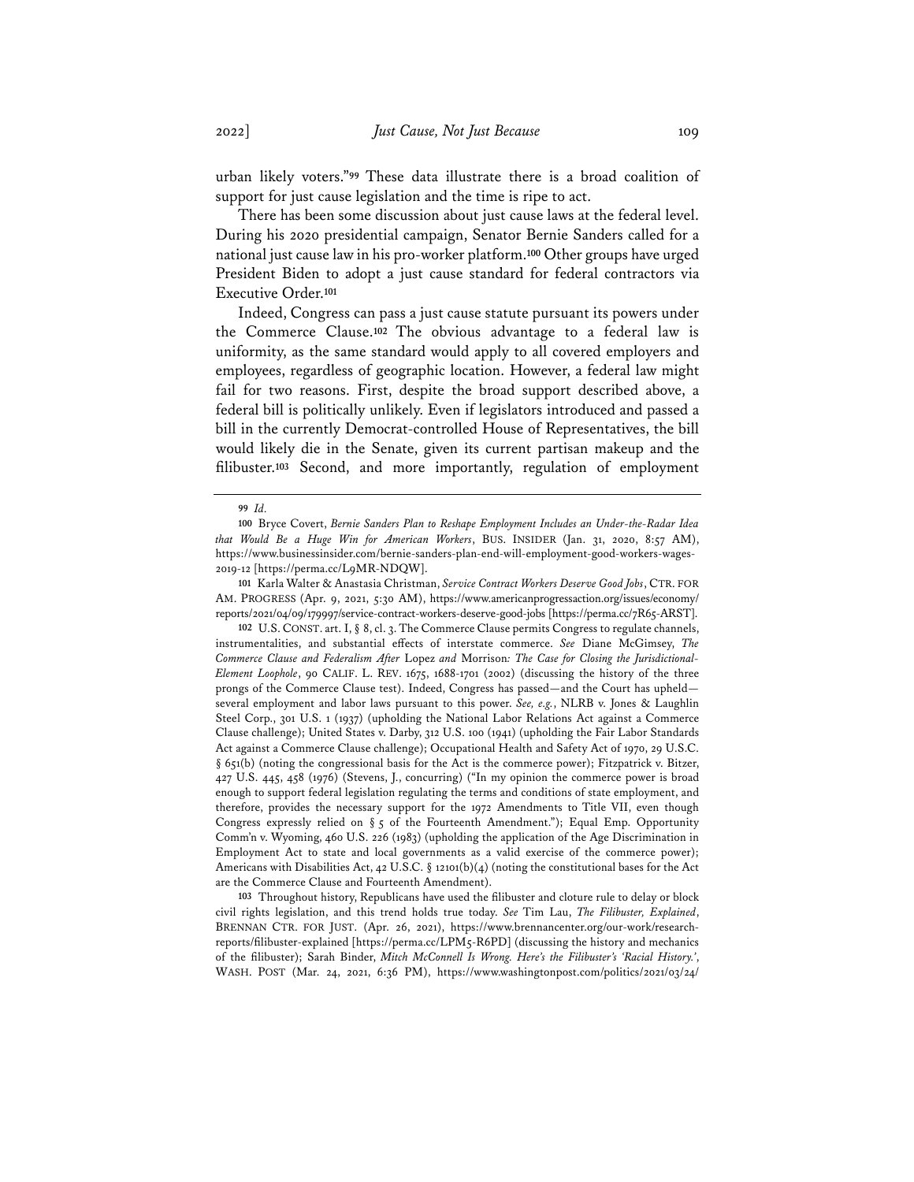urban likely voters."[99] These data illustrate there is a broad coalition of support for just cause legislation and the time is ripe to act.

There has been some discussion about just cause laws at the federal level. During his 2020 presidential campaign, Senator Bernie Sanders called for a national just cause law in his pro-worker platform.[100] Other groups have urged President Biden to adopt a just cause standard for federal contractors via Executive Order.[101]

Indeed, Congress can pass a just cause statute pursuant its powers under the Commerce Clause.[102] The obvious advantage to a federal law is uniformity, as the same standard would apply to all covered employers and employees, regardless of geographic location. However, a federal law might fail for two reasons. First, despite the broad support described above, a federal bill is politically unlikely. Even if legislators introduced and passed a bill in the currently Democrat-controlled House of Representatives, the bill would likely die in the Senate, given its current partisan makeup and the filibuster.[103] Second, and more importantly, regulation of employment

---

[99] *Id.*

[100] Bryce Covert, *Bernie Sanders Plan to Reshape Employment Includes an Under-the-Radar Idea that Would Be a Huge Win for American Workers*, BUS. INSIDER (Jan. 31, 2020, 8:57 AM), https://www.businessinsider.com/bernie-sanders-plan-end-will-employment-good-workers-wages-2019-12 [https://perma.cc/L9MR-NDQW].

[101] Karla Walter & Anastasia Christman, *Service Contract Workers Deserve Good Jobs*, CTR. FOR AM. PROGRESS (Apr. 9, 2021, 5:30 AM), https://www.americanprogressaction.org/issues/economy/reports/2021/04/09/179997/service-contract-workers-deserve-good-jobs [https://perma.cc/7R65-ARST].

[102] U.S. CONST. art. I, § 8, cl. 3. The Commerce Clause permits Congress to regulate channels, instrumentalities, and substantial effects of interstate commerce. *See* Diane McGimsey, *The Commerce Clause and Federalism After* Lopez *and* Morrison*: The Case for Closing the Jurisdictional-Element Loophole*, 90 CALIF. L. REV. 1675, 1688-1701 (2002) (discussing the history of the three prongs of the Commerce Clause test). Indeed, Congress has passed—and the Court has upheld—several employment and labor laws pursuant to this power. *See, e.g.*, NLRB v. Jones & Laughlin Steel Corp., 301 U.S. 1 (1937) (upholding the National Labor Relations Act against a Commerce Clause challenge); United States v. Darby, 312 U.S. 100 (1941) (upholding the Fair Labor Standards Act against a Commerce Clause challenge); Occupational Health and Safety Act of 1970, 29 U.S.C. § 651(b) (noting the congressional basis for the Act is the commerce power); Fitzpatrick v. Bitzer, 427 U.S. 445, 458 (1976) (Stevens, J., concurring) ("In my opinion the commerce power is broad enough to support federal legislation regulating the terms and conditions of state employment, and therefore, provides the necessary support for the 1972 Amendments to Title VII, even though Congress expressly relied on § 5 of the Fourteenth Amendment."); Equal Emp. Opportunity Comm'n v. Wyoming, 460 U.S. 226 (1983) (upholding the application of the Age Discrimination in Employment Act to state and local governments as a valid exercise of the commerce power); Americans with Disabilities Act, 42 U.S.C. § 12101(b)(4) (noting the constitutional bases for the Act are the Commerce Clause and Fourteenth Amendment).

[103] Throughout history, Republicans have used the filibuster and cloture rule to delay or block civil rights legislation, and this trend holds true today. *See* Tim Lau, *The Filibuster, Explained*, BRENNAN CTR. FOR JUST. (Apr. 26, 2021), https://www.brennancenter.org/our-work/research-reports/filibuster-explained [https://perma.cc/LPM5-R6PD] (discussing the history and mechanics of the filibuster); Sarah Binder, *Mitch McConnell Is Wrong. Here's the Filibuster's 'Racial History.'*, WASH. POST (Mar. 24, 2021, 6:36 PM), https://www.washingtonpost.com/politics/2021/03/24/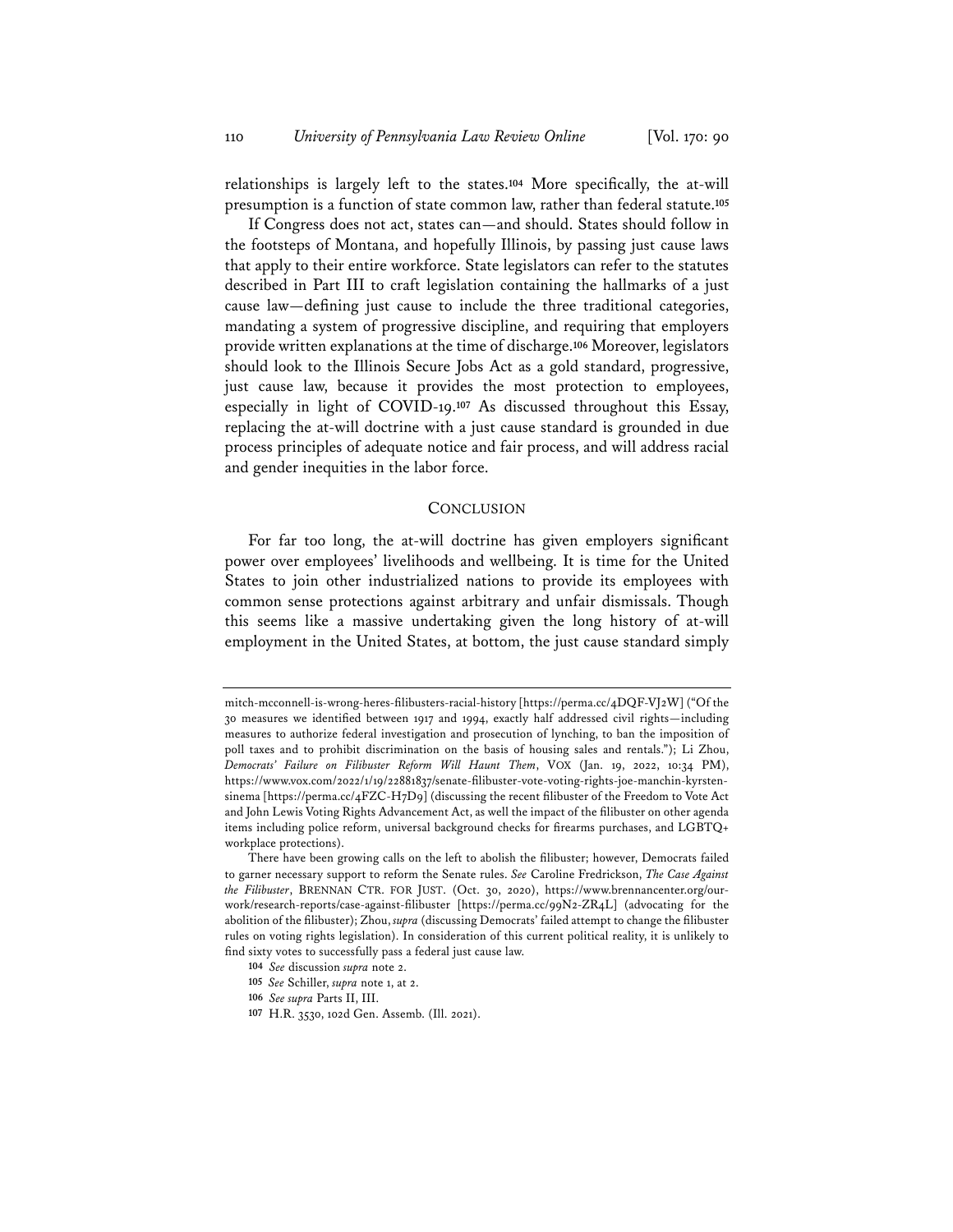relationships is largely left to the states.[104] More specifically, the at-will presumption is a function of state common law, rather than federal statute.[105]

If Congress does not act, states can—and should. States should follow in the footsteps of Montana, and hopefully Illinois, by passing just cause laws that apply to their entire workforce. State legislators can refer to the statutes described in Part III to craft legislation containing the hallmarks of a just cause law—defining just cause to include the three traditional categories, mandating a system of progressive discipline, and requiring that employers provide written explanations at the time of discharge.[106] Moreover, legislators should look to the Illinois Secure Jobs Act as a gold standard, progressive, just cause law, because it provides the most protection to employees, especially in light of COVID-19.[107] As discussed throughout this Essay, replacing the at-will doctrine with a just cause standard is grounded in due process principles of adequate notice and fair process, and will address racial and gender inequities in the labor force.

## CONCLUSION

For far too long, the at-will doctrine has given employers significant power over employees' livelihoods and wellbeing. It is time for the United States to join other industrialized nations to provide its employees with common sense protections against arbitrary and unfair dismissals. Though this seems like a massive undertaking given the long history of at-will employment in the United States, at bottom, the just cause standard simply

---

mitch-mcconnell-is-wrong-heres-filibusters-racial-history [https://perma.cc/4DQF-VJ2W] ("Of the 30 measures we identified between 1917 and 1994, exactly half addressed civil rights—including measures to authorize federal investigation and prosecution of lynching, to ban the imposition of poll taxes and to prohibit discrimination on the basis of housing sales and rentals."); Li Zhou, *Democrats' Failure on Filibuster Reform Will Haunt Them*, VOX (Jan. 19, 2022, 10:34 PM), https://www.vox.com/2022/1/19/22881837/senate-filibuster-vote-voting-rights-joe-manchin-kyrsten-sinema [https://perma.cc/4FZC-H7D9] (discussing the recent filibuster of the Freedom to Vote Act and John Lewis Voting Rights Advancement Act, as well the impact of the filibuster on other agenda items including police reform, universal background checks for firearms purchases, and LGBTQ+ workplace protections).

There have been growing calls on the left to abolish the filibuster; however, Democrats failed to garner necessary support to reform the Senate rules. *See* Caroline Fredrickson, *The Case Against the Filibuster*, BRENNAN CTR. FOR JUST. (Oct. 30, 2020), https://www.brennancenter.org/our-work/research-reports/case-against-filibuster [https://perma.cc/99N2-ZR4L] (advocating for the abolition of the filibuster); Zhou, *supra* (discussing Democrats' failed attempt to change the filibuster rules on voting rights legislation). In consideration of this current political reality, it is unlikely to find sixty votes to successfully pass a federal just cause law.

[104] *See* discussion *supra* note 2.

[105] *See* Schiller, *supra* note 1, at 2.

[106] *See supra* Parts II, III.

[107] H.R. 3530, 102d Gen. Assemb. (Ill. 2021).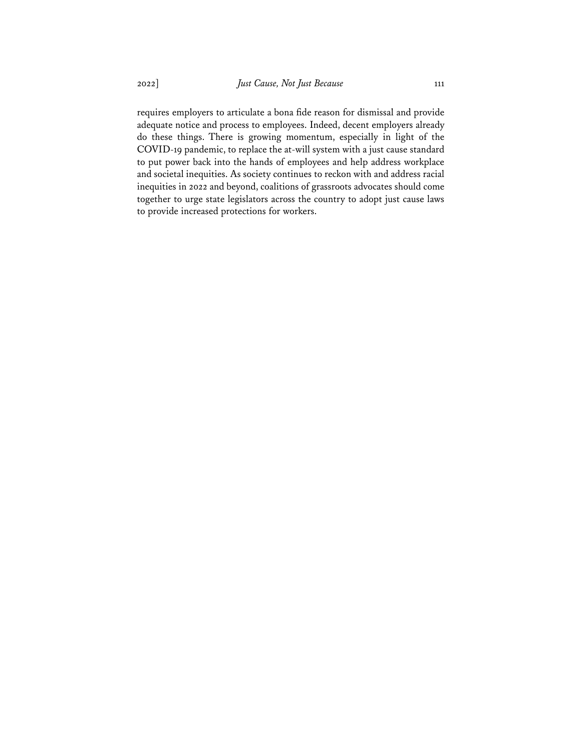requires employers to articulate a bona fide reason for dismissal and provide adequate notice and process to employees. Indeed, decent employers already do these things. There is growing momentum, especially in light of the COVID-19 pandemic, to replace the at-will system with a just cause standard to put power back into the hands of employees and help address workplace and societal inequities. As society continues to reckon with and address racial inequities in 2022 and beyond, coalitions of grassroots advocates should come together to urge state legislators across the country to adopt just cause laws to provide increased protections for workers.